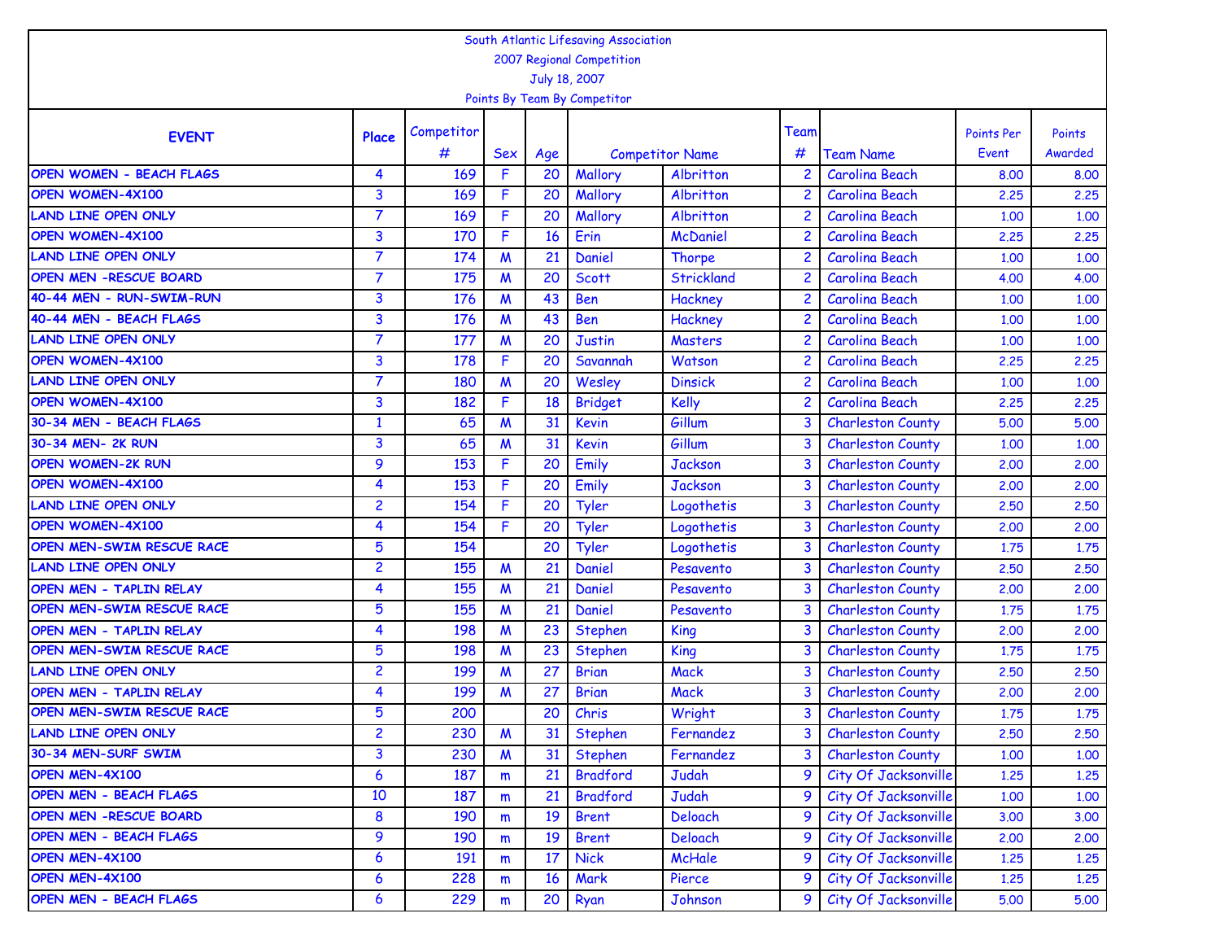South Atlantic Lifesaving Association

2007 Regional Competition

July 18, 2007

Points By Team By Competitor

| EVENT | Place | Competitor # | Sex | Age | Competitor Name | | Team # | Team Name | Points Per Event | Points Awarded |
|---|---|---|---|---|---|---|---|---|---|---|
| OPEN WOMEN - BEACH FLAGS | 4 | 169 | F | 20 | Mallory | Albritton | 2 | Carolina Beach | 8.00 | 8.00 |
| OPEN WOMEN-4X100 | 3 | 169 | F | 20 | Mallory | Albritton | 2 | Carolina Beach | 2.25 | 2.25 |
| LAND LINE OPEN ONLY | 7 | 169 | F | 20 | Mallory | Albritton | 2 | Carolina Beach | 1.00 | 1.00 |
| OPEN WOMEN-4X100 | 3 | 170 | F | 16 | Erin | McDaniel | 2 | Carolina Beach | 2.25 | 2.25 |
| LAND LINE OPEN ONLY | 7 | 174 | M | 21 | Daniel | Thorpe | 2 | Carolina Beach | 1.00 | 1.00 |
| OPEN MEN -RESCUE BOARD | 7 | 175 | M | 20 | Scott | Strickland | 2 | Carolina Beach | 4.00 | 4.00 |
| 40-44 MEN - RUN-SWIM-RUN | 3 | 176 | M | 43 | Ben | Hackney | 2 | Carolina Beach | 1.00 | 1.00 |
| 40-44 MEN - BEACH FLAGS | 3 | 176 | M | 43 | Ben | Hackney | 2 | Carolina Beach | 1.00 | 1.00 |
| LAND LINE OPEN ONLY | 7 | 177 | M | 20 | Justin | Masters | 2 | Carolina Beach | 1.00 | 1.00 |
| OPEN WOMEN-4X100 | 3 | 178 | F | 20 | Savannah | Watson | 2 | Carolina Beach | 2.25 | 2.25 |
| LAND LINE OPEN ONLY | 7 | 180 | M | 20 | Wesley | Dinsick | 2 | Carolina Beach | 1.00 | 1.00 |
| OPEN WOMEN-4X100 | 3 | 182 | F | 18 | Bridget | Kelly | 2 | Carolina Beach | 2.25 | 2.25 |
| 30-34 MEN - BEACH FLAGS | 1 | 65 | M | 31 | Kevin | Gillum | 3 | Charleston County | 5.00 | 5.00 |
| 30-34 MEN- 2K RUN | 3 | 65 | M | 31 | Kevin | Gillum | 3 | Charleston County | 1.00 | 1.00 |
| OPEN WOMEN-2K RUN | 9 | 153 | F | 20 | Emily | Jackson | 3 | Charleston County | 2.00 | 2.00 |
| OPEN WOMEN-4X100 | 4 | 153 | F | 20 | Emily | Jackson | 3 | Charleston County | 2.00 | 2.00 |
| LAND LINE OPEN ONLY | 2 | 154 | F | 20 | Tyler | Logothetis | 3 | Charleston County | 2.50 | 2.50 |
| OPEN WOMEN-4X100 | 4 | 154 | F | 20 | Tyler | Logothetis | 3 | Charleston County | 2.00 | 2.00 |
| OPEN MEN-SWIM RESCUE RACE | 5 | 154 | | 20 | Tyler | Logothetis | 3 | Charleston County | 1.75 | 1.75 |
| LAND LINE OPEN ONLY | 2 | 155 | M | 21 | Daniel | Pesavento | 3 | Charleston County | 2.50 | 2.50 |
| OPEN MEN - TAPLIN RELAY | 4 | 155 | M | 21 | Daniel | Pesavento | 3 | Charleston County | 2.00 | 2.00 |
| OPEN MEN-SWIM RESCUE RACE | 5 | 155 | M | 21 | Daniel | Pesavento | 3 | Charleston County | 1.75 | 1.75 |
| OPEN MEN - TAPLIN RELAY | 4 | 198 | M | 23 | Stephen | King | 3 | Charleston County | 2.00 | 2.00 |
| OPEN MEN-SWIM RESCUE RACE | 5 | 198 | M | 23 | Stephen | King | 3 | Charleston County | 1.75 | 1.75 |
| LAND LINE OPEN ONLY | 2 | 199 | M | 27 | Brian | Mack | 3 | Charleston County | 2.50 | 2.50 |
| OPEN MEN - TAPLIN RELAY | 4 | 199 | M | 27 | Brian | Mack | 3 | Charleston County | 2.00 | 2.00 |
| OPEN MEN-SWIM RESCUE RACE | 5 | 200 | | 20 | Chris | Wright | 3 | Charleston County | 1.75 | 1.75 |
| LAND LINE OPEN ONLY | 2 | 230 | M | 31 | Stephen | Fernandez | 3 | Charleston County | 2.50 | 2.50 |
| 30-34 MEN-SURF SWIM | 3 | 230 | M | 31 | Stephen | Fernandez | 3 | Charleston County | 1.00 | 1.00 |
| OPEN MEN-4X100 | 6 | 187 | m | 21 | Bradford | Judah | 9 | City Of Jacksonville | 1.25 | 1.25 |
| OPEN MEN - BEACH FLAGS | 10 | 187 | m | 21 | Bradford | Judah | 9 | City Of Jacksonville | 1.00 | 1.00 |
| OPEN MEN -RESCUE BOARD | 8 | 190 | m | 19 | Brent | Deloach | 9 | City Of Jacksonville | 3.00 | 3.00 |
| OPEN MEN - BEACH FLAGS | 9 | 190 | m | 19 | Brent | Deloach | 9 | City Of Jacksonville | 2.00 | 2.00 |
| OPEN MEN-4X100 | 6 | 191 | m | 17 | Nick | McHale | 9 | City Of Jacksonville | 1.25 | 1.25 |
| OPEN MEN-4X100 | 6 | 228 | m | 16 | Mark | Pierce | 9 | City Of Jacksonville | 1.25 | 1.25 |
| OPEN MEN - BEACH FLAGS | 6 | 229 | m | 20 | Ryan | Johnson | 9 | City Of Jacksonville | 5.00 | 5.00 |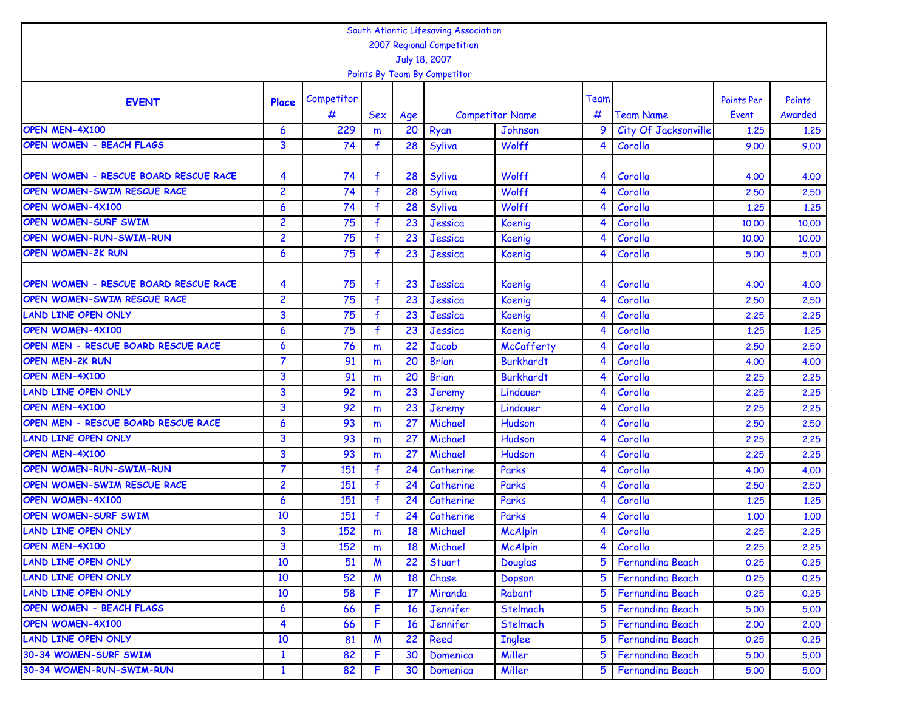South Atlantic Lifesaving Association
2007 Regional Competition
July 18, 2007
Points By Team By Competitor

| EVENT | Place | Competitor # | Sex | Age | Competitor Name | | Team # | Team Name | Points Per Event | Points Awarded |
|---|---|---|---|---|---|---|---|---|---|---|
| OPEN MEN-4X100 | 6 | 229 | m | 20 | Ryan | Johnson | 9 | City Of Jacksonville | 1.25 | 1.25 |
| OPEN WOMEN - BEACH FLAGS | 3 | 74 | f | 28 | Syliva | Wolff | 4 | Corolla | 9.00 | 9.00 |
| OPEN WOMEN - RESCUE BOARD RESCUE RACE | 4 | 74 | f | 28 | Syliva | Wolff | 4 | Corolla | 4.00 | 4.00 |
| OPEN WOMEN-SWIM RESCUE RACE | 2 | 74 | f | 28 | Syliva | Wolff | 4 | Corolla | 2.50 | 2.50 |
| OPEN WOMEN-4X100 | 6 | 74 | f | 28 | Syliva | Wolff | 4 | Corolla | 1.25 | 1.25 |
| OPEN WOMEN-SURF SWIM | 2 | 75 | f | 23 | Jessica | Koenig | 4 | Corolla | 10.00 | 10.00 |
| OPEN WOMEN-RUN-SWIM-RUN | 2 | 75 | f | 23 | Jessica | Koenig | 4 | Corolla | 10.00 | 10.00 |
| OPEN WOMEN-2K RUN | 6 | 75 | f | 23 | Jessica | Koenig | 4 | Corolla | 5.00 | 5.00 |
| OPEN WOMEN - RESCUE BOARD RESCUE RACE | 4 | 75 | f | 23 | Jessica | Koenig | 4 | Corolla | 4.00 | 4.00 |
| OPEN WOMEN-SWIM RESCUE RACE | 2 | 75 | f | 23 | Jessica | Koenig | 4 | Corolla | 2.50 | 2.50 |
| LAND LINE OPEN ONLY | 3 | 75 | f | 23 | Jessica | Koenig | 4 | Corolla | 2.25 | 2.25 |
| OPEN WOMEN-4X100 | 6 | 75 | f | 23 | Jessica | Koenig | 4 | Corolla | 1.25 | 1.25 |
| OPEN MEN - RESCUE BOARD RESCUE RACE | 6 | 76 | m | 22 | Jacob | McCafferty | 4 | Corolla | 2.50 | 2.50 |
| OPEN MEN-2K RUN | 7 | 91 | m | 20 | Brian | Burkhardt | 4 | Corolla | 4.00 | 4.00 |
| OPEN MEN-4X100 | 3 | 91 | m | 20 | Brian | Burkhardt | 4 | Corolla | 2.25 | 2.25 |
| LAND LINE OPEN ONLY | 3 | 92 | m | 23 | Jeremy | Lindauer | 4 | Corolla | 2.25 | 2.25 |
| OPEN MEN-4X100 | 3 | 92 | m | 23 | Jeremy | Lindauer | 4 | Corolla | 2.25 | 2.25 |
| OPEN MEN - RESCUE BOARD RESCUE RACE | 6 | 93 | m | 27 | Michael | Hudson | 4 | Corolla | 2.50 | 2.50 |
| LAND LINE OPEN ONLY | 3 | 93 | m | 27 | Michael | Hudson | 4 | Corolla | 2.25 | 2.25 |
| OPEN MEN-4X100 | 3 | 93 | m | 27 | Michael | Hudson | 4 | Corolla | 2.25 | 2.25 |
| OPEN WOMEN-RUN-SWIM-RUN | 7 | 151 | f | 24 | Catherine | Parks | 4 | Corolla | 4.00 | 4.00 |
| OPEN WOMEN-SWIM RESCUE RACE | 2 | 151 | f | 24 | Catherine | Parks | 4 | Corolla | 2.50 | 2.50 |
| OPEN WOMEN-4X100 | 6 | 151 | f | 24 | Catherine | Parks | 4 | Corolla | 1.25 | 1.25 |
| OPEN WOMEN-SURF SWIM | 10 | 151 | f | 24 | Catherine | Parks | 4 | Corolla | 1.00 | 1.00 |
| LAND LINE OPEN ONLY | 3 | 152 | m | 18 | Michael | McAlpin | 4 | Corolla | 2.25 | 2.25 |
| OPEN MEN-4X100 | 3 | 152 | m | 18 | Michael | McAlpin | 4 | Corolla | 2.25 | 2.25 |
| LAND LINE OPEN ONLY | 10 | 51 | M | 22 | Stuart | Douglas | 5 | Fernandina Beach | 0.25 | 0.25 |
| LAND LINE OPEN ONLY | 10 | 52 | M | 18 | Chase | Dopson | 5 | Fernandina Beach | 0.25 | 0.25 |
| LAND LINE OPEN ONLY | 10 | 58 | F | 17 | Miranda | Rabant | 5 | Fernandina Beach | 0.25 | 0.25 |
| OPEN WOMEN - BEACH FLAGS | 6 | 66 | F | 16 | Jennifer | Stelmach | 5 | Fernandina Beach | 5.00 | 5.00 |
| OPEN WOMEN-4X100 | 4 | 66 | F | 16 | Jennifer | Stelmach | 5 | Fernandina Beach | 2.00 | 2.00 |
| LAND LINE OPEN ONLY | 10 | 81 | M | 22 | Reed | Inglee | 5 | Fernandina Beach | 0.25 | 0.25 |
| 30-34 WOMEN-SURF SWIM | 1 | 82 | F | 30 | Domenica | Miller | 5 | Fernandina Beach | 5.00 | 5.00 |
| 30-34 WOMEN-RUN-SWIM-RUN | 1 | 82 | F | 30 | Domenica | Miller | 5 | Fernandina Beach | 5.00 | 5.00 |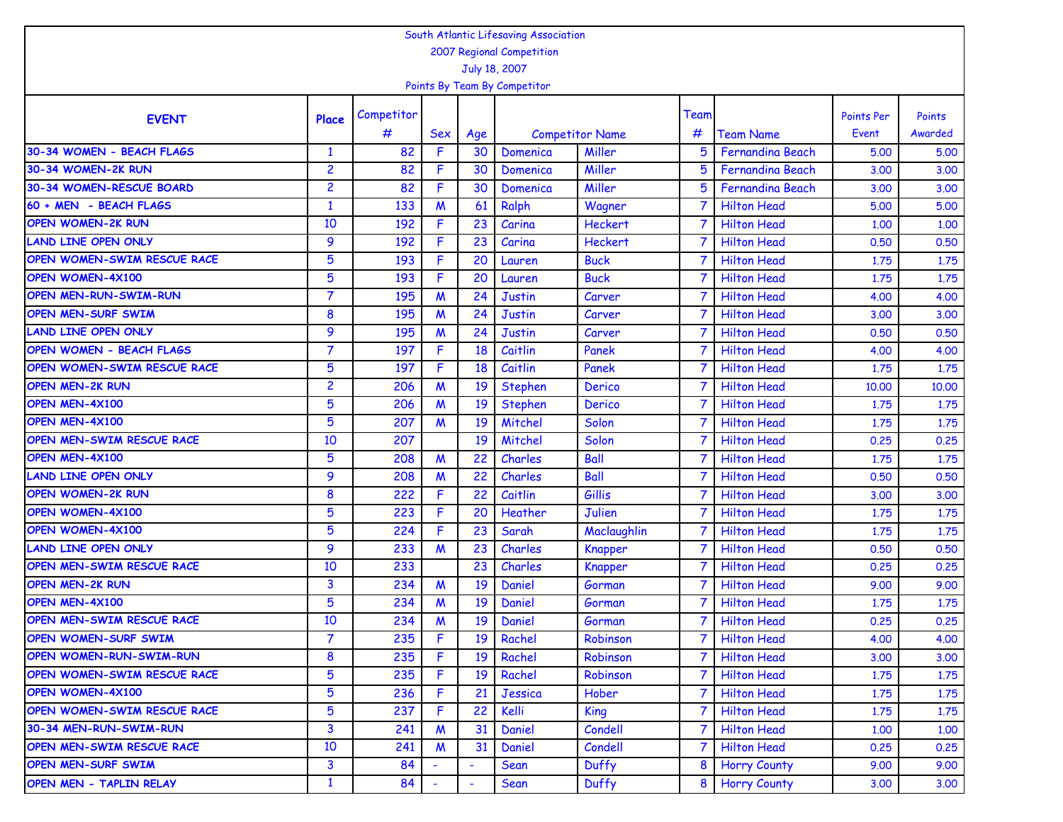South Atlantic Lifesaving Association

2007 Regional Competition

July 18, 2007

Points By Team By Competitor

| EVENT | Place | Competitor # | Sex | Age | Competitor Name | | Team # | Team Name | Points Per Event | Points Awarded |
|---|---|---|---|---|---|---|---|---|---|---|
| 30-34 WOMEN - BEACH FLAGS | 1 | 82 | F | 30 | Domenica | Miller | 5 | Fernandina Beach | 5.00 | 5.00 |
| 30-34 WOMEN-2K RUN | 2 | 82 | F | 30 | Domenica | Miller | 5 | Fernandina Beach | 3.00 | 3.00 |
| 30-34 WOMEN-RESCUE BOARD | 2 | 82 | F | 30 | Domenica | Miller | 5 | Fernandina Beach | 3.00 | 3.00 |
| 60 + MEN - BEACH FLAGS | 1 | 133 | M | 61 | Ralph | Wagner | 7 | Hilton Head | 5.00 | 5.00 |
| OPEN WOMEN-2K RUN | 10 | 192 | F | 23 | Carina | Heckert | 7 | Hilton Head | 1.00 | 1.00 |
| LAND LINE OPEN ONLY | 9 | 192 | F | 23 | Carina | Heckert | 7 | Hilton Head | 0.50 | 0.50 |
| OPEN WOMEN-SWIM RESCUE RACE | 5 | 193 | F | 20 | Lauren | Buck | 7 | Hilton Head | 1.75 | 1.75 |
| OPEN WOMEN-4X100 | 5 | 193 | F | 20 | Lauren | Buck | 7 | Hilton Head | 1.75 | 1.75 |
| OPEN MEN-RUN-SWIM-RUN | 7 | 195 | M | 24 | Justin | Carver | 7 | Hilton Head | 4.00 | 4.00 |
| OPEN MEN-SURF SWIM | 8 | 195 | M | 24 | Justin | Carver | 7 | Hilton Head | 3.00 | 3.00 |
| LAND LINE OPEN ONLY | 9 | 195 | M | 24 | Justin | Carver | 7 | Hilton Head | 0.50 | 0.50 |
| OPEN WOMEN - BEACH FLAGS | 7 | 197 | F | 18 | Caitlin | Panek | 7 | Hilton Head | 4.00 | 4.00 |
| OPEN WOMEN-SWIM RESCUE RACE | 5 | 197 | F | 18 | Caitlin | Panek | 7 | Hilton Head | 1.75 | 1.75 |
| OPEN MEN-2K RUN | 2 | 206 | M | 19 | Stephen | Derico | 7 | Hilton Head | 10.00 | 10.00 |
| OPEN MEN-4X100 | 5 | 206 | M | 19 | Stephen | Derico | 7 | Hilton Head | 1.75 | 1.75 |
| OPEN MEN-4X100 | 5 | 207 | M | 19 | Mitchel | Solon | 7 | Hilton Head | 1.75 | 1.75 |
| OPEN MEN-SWIM RESCUE RACE | 10 | 207 | | 19 | Mitchel | Solon | 7 | Hilton Head | 0.25 | 0.25 |
| OPEN MEN-4X100 | 5 | 208 | M | 22 | Charles | Ball | 7 | Hilton Head | 1.75 | 1.75 |
| LAND LINE OPEN ONLY | 9 | 208 | M | 22 | Charles | Ball | 7 | Hilton Head | 0.50 | 0.50 |
| OPEN WOMEN-2K RUN | 8 | 222 | F | 22 | Caitlin | Gillis | 7 | Hilton Head | 3.00 | 3.00 |
| OPEN WOMEN-4X100 | 5 | 223 | F | 20 | Heather | Julien | 7 | Hilton Head | 1.75 | 1.75 |
| OPEN WOMEN-4X100 | 5 | 224 | F | 23 | Sarah | Maclaughlin | 7 | Hilton Head | 1.75 | 1.75 |
| LAND LINE OPEN ONLY | 9 | 233 | M | 23 | Charles | Knapper | 7 | Hilton Head | 0.50 | 0.50 |
| OPEN MEN-SWIM RESCUE RACE | 10 | 233 | | 23 | Charles | Knapper | 7 | Hilton Head | 0.25 | 0.25 |
| OPEN MEN-2K RUN | 3 | 234 | M | 19 | Daniel | Gorman | 7 | Hilton Head | 9.00 | 9.00 |
| OPEN MEN-4X100 | 5 | 234 | M | 19 | Daniel | Gorman | 7 | Hilton Head | 1.75 | 1.75 |
| OPEN MEN-SWIM RESCUE RACE | 10 | 234 | M | 19 | Daniel | Gorman | 7 | Hilton Head | 0.25 | 0.25 |
| OPEN WOMEN-SURF SWIM | 7 | 235 | F | 19 | Rachel | Robinson | 7 | Hilton Head | 4.00 | 4.00 |
| OPEN WOMEN-RUN-SWIM-RUN | 8 | 235 | F | 19 | Rachel | Robinson | 7 | Hilton Head | 3.00 | 3.00 |
| OPEN WOMEN-SWIM RESCUE RACE | 5 | 235 | F | 19 | Rachel | Robinson | 7 | Hilton Head | 1.75 | 1.75 |
| OPEN WOMEN-4X100 | 5 | 236 | F | 21 | Jessica | Hober | 7 | Hilton Head | 1.75 | 1.75 |
| OPEN WOMEN-SWIM RESCUE RACE | 5 | 237 | F | 22 | Kelli | King | 7 | Hilton Head | 1.75 | 1.75 |
| 30-34 MEN-RUN-SWIM-RUN | 3 | 241 | M | 31 | Daniel | Condell | 7 | Hilton Head | 1.00 | 1.00 |
| OPEN MEN-SWIM RESCUE RACE | 10 | 241 | M | 31 | Daniel | Condell | 7 | Hilton Head | 0.25 | 0.25 |
| OPEN MEN-SURF SWIM | 3 | 84 | - | - | Sean | Duffy | 8 | Horry County | 9.00 | 9.00 |
| OPEN MEN - TAPLIN RELAY | 1 | 84 | - | - | Sean | Duffy | 8 | Horry County | 3.00 | 3.00 |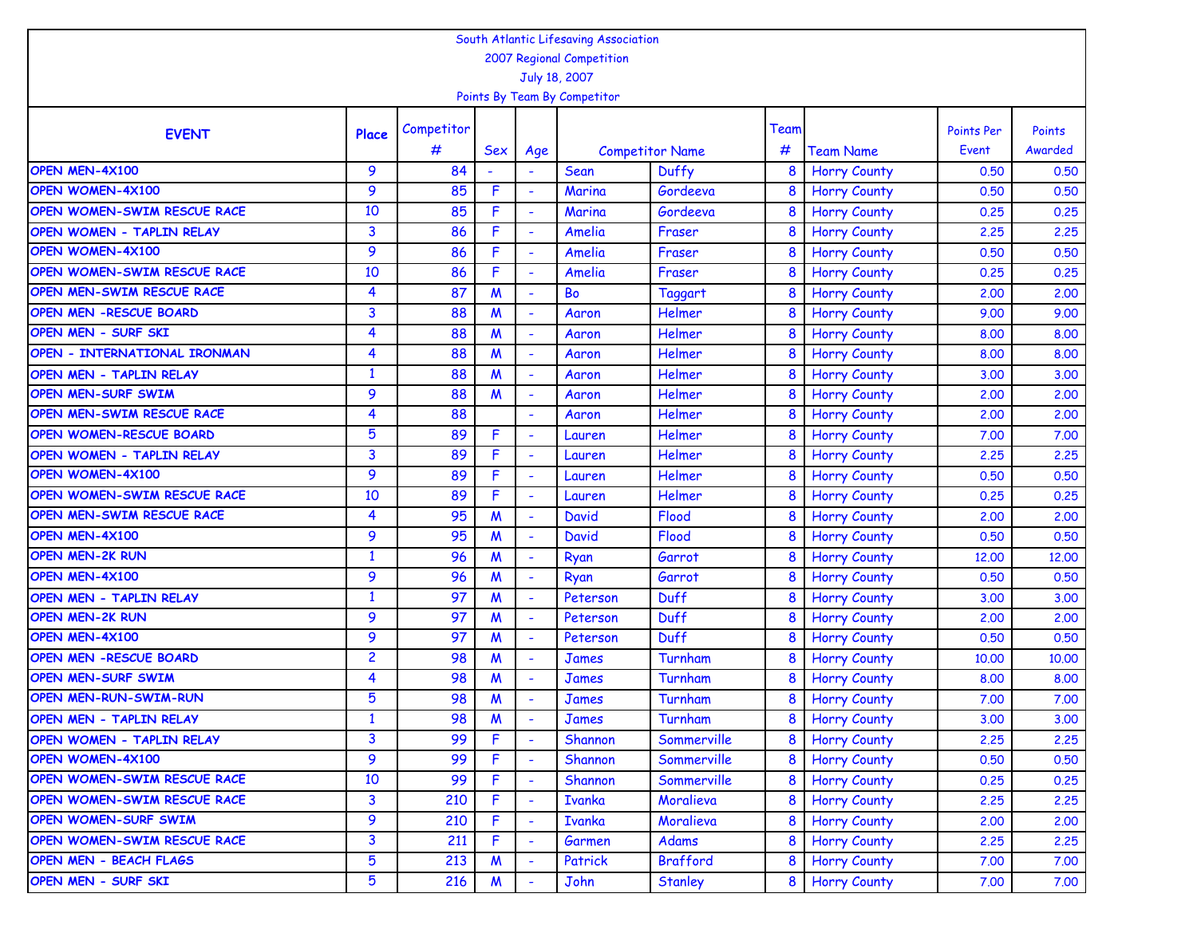South Atlantic Lifesaving Association

2007 Regional Competition

July 18, 2007

Points By Team By Competitor

| EVENT | Place | Competitor # | Sex | Age | Competitor Name | | Team # | Team Name | Points Per Event | Points Awarded |
|---|---|---|---|---|---|---|---|---|---|---|
| OPEN MEN-4X100 | 9 | 84 | - | - | Sean | Duffy | 8 | Horry County | 0.50 | 0.50 |
| OPEN WOMEN-4X100 | 9 | 85 | F | - | Marina | Gordeeva | 8 | Horry County | 0.50 | 0.50 |
| OPEN WOMEN-SWIM RESCUE RACE | 10 | 85 | F | - | Marina | Gordeeva | 8 | Horry County | 0.25 | 0.25 |
| OPEN WOMEN - TAPLIN RELAY | 3 | 86 | F | - | Amelia | Fraser | 8 | Horry County | 2.25 | 2.25 |
| OPEN WOMEN-4X100 | 9 | 86 | F | - | Amelia | Fraser | 8 | Horry County | 0.50 | 0.50 |
| OPEN WOMEN-SWIM RESCUE RACE | 10 | 86 | F | - | Amelia | Fraser | 8 | Horry County | 0.25 | 0.25 |
| OPEN MEN-SWIM RESCUE RACE | 4 | 87 | M | - | Bo | Taggart | 8 | Horry County | 2.00 | 2.00 |
| OPEN MEN -RESCUE BOARD | 3 | 88 | M | - | Aaron | Helmer | 8 | Horry County | 9.00 | 9.00 |
| OPEN MEN - SURF SKI | 4 | 88 | M | - | Aaron | Helmer | 8 | Horry County | 8.00 | 8.00 |
| OPEN - INTERNATIONAL IRONMAN | 4 | 88 | M | - | Aaron | Helmer | 8 | Horry County | 8.00 | 8.00 |
| OPEN MEN - TAPLIN RELAY | 1 | 88 | M | - | Aaron | Helmer | 8 | Horry County | 3.00 | 3.00 |
| OPEN MEN-SURF SWIM | 9 | 88 | M | - | Aaron | Helmer | 8 | Horry County | 2.00 | 2.00 |
| OPEN MEN-SWIM RESCUE RACE | 4 | 88 | | - | Aaron | Helmer | 8 | Horry County | 2.00 | 2.00 |
| OPEN WOMEN-RESCUE BOARD | 5 | 89 | F | - | Lauren | Helmer | 8 | Horry County | 7.00 | 7.00 |
| OPEN WOMEN - TAPLIN RELAY | 3 | 89 | F | - | Lauren | Helmer | 8 | Horry County | 2.25 | 2.25 |
| OPEN WOMEN-4X100 | 9 | 89 | F | - | Lauren | Helmer | 8 | Horry County | 0.50 | 0.50 |
| OPEN WOMEN-SWIM RESCUE RACE | 10 | 89 | F | - | Lauren | Helmer | 8 | Horry County | 0.25 | 0.25 |
| OPEN MEN-SWIM RESCUE RACE | 4 | 95 | M | - | David | Flood | 8 | Horry County | 2.00 | 2.00 |
| OPEN MEN-4X100 | 9 | 95 | M | - | David | Flood | 8 | Horry County | 0.50 | 0.50 |
| OPEN MEN-2K RUN | 1 | 96 | M | - | Ryan | Garrot | 8 | Horry County | 12.00 | 12.00 |
| OPEN MEN-4X100 | 9 | 96 | M | - | Ryan | Garrot | 8 | Horry County | 0.50 | 0.50 |
| OPEN MEN - TAPLIN RELAY | 1 | 97 | M | - | Peterson | Duff | 8 | Horry County | 3.00 | 3.00 |
| OPEN MEN-2K RUN | 9 | 97 | M | - | Peterson | Duff | 8 | Horry County | 2.00 | 2.00 |
| OPEN MEN-4X100 | 9 | 97 | M | - | Peterson | Duff | 8 | Horry County | 0.50 | 0.50 |
| OPEN MEN -RESCUE BOARD | 2 | 98 | M | - | James | Turnham | 8 | Horry County | 10.00 | 10.00 |
| OPEN MEN-SURF SWIM | 4 | 98 | M | - | James | Turnham | 8 | Horry County | 8.00 | 8.00 |
| OPEN MEN-RUN-SWIM-RUN | 5 | 98 | M | - | James | Turnham | 8 | Horry County | 7.00 | 7.00 |
| OPEN MEN - TAPLIN RELAY | 1 | 98 | M | - | James | Turnham | 8 | Horry County | 3.00 | 3.00 |
| OPEN WOMEN - TAPLIN RELAY | 3 | 99 | F | - | Shannon | Sommerville | 8 | Horry County | 2.25 | 2.25 |
| OPEN WOMEN-4X100 | 9 | 99 | F | - | Shannon | Sommerville | 8 | Horry County | 0.50 | 0.50 |
| OPEN WOMEN-SWIM RESCUE RACE | 10 | 99 | F | - | Shannon | Sommerville | 8 | Horry County | 0.25 | 0.25 |
| OPEN WOMEN-SWIM RESCUE RACE | 3 | 210 | F | - | Ivanka | Moralieva | 8 | Horry County | 2.25 | 2.25 |
| OPEN WOMEN-SURF SWIM | 9 | 210 | F | - | Ivanka | Moralieva | 8 | Horry County | 2.00 | 2.00 |
| OPEN WOMEN-SWIM RESCUE RACE | 3 | 211 | F | - | Garmen | Adams | 8 | Horry County | 2.25 | 2.25 |
| OPEN MEN - BEACH FLAGS | 5 | 213 | M | - | Patrick | Brafford | 8 | Horry County | 7.00 | 7.00 |
| OPEN MEN - SURF SKI | 5 | 216 | M | - | John | Stanley | 8 | Horry County | 7.00 | 7.00 |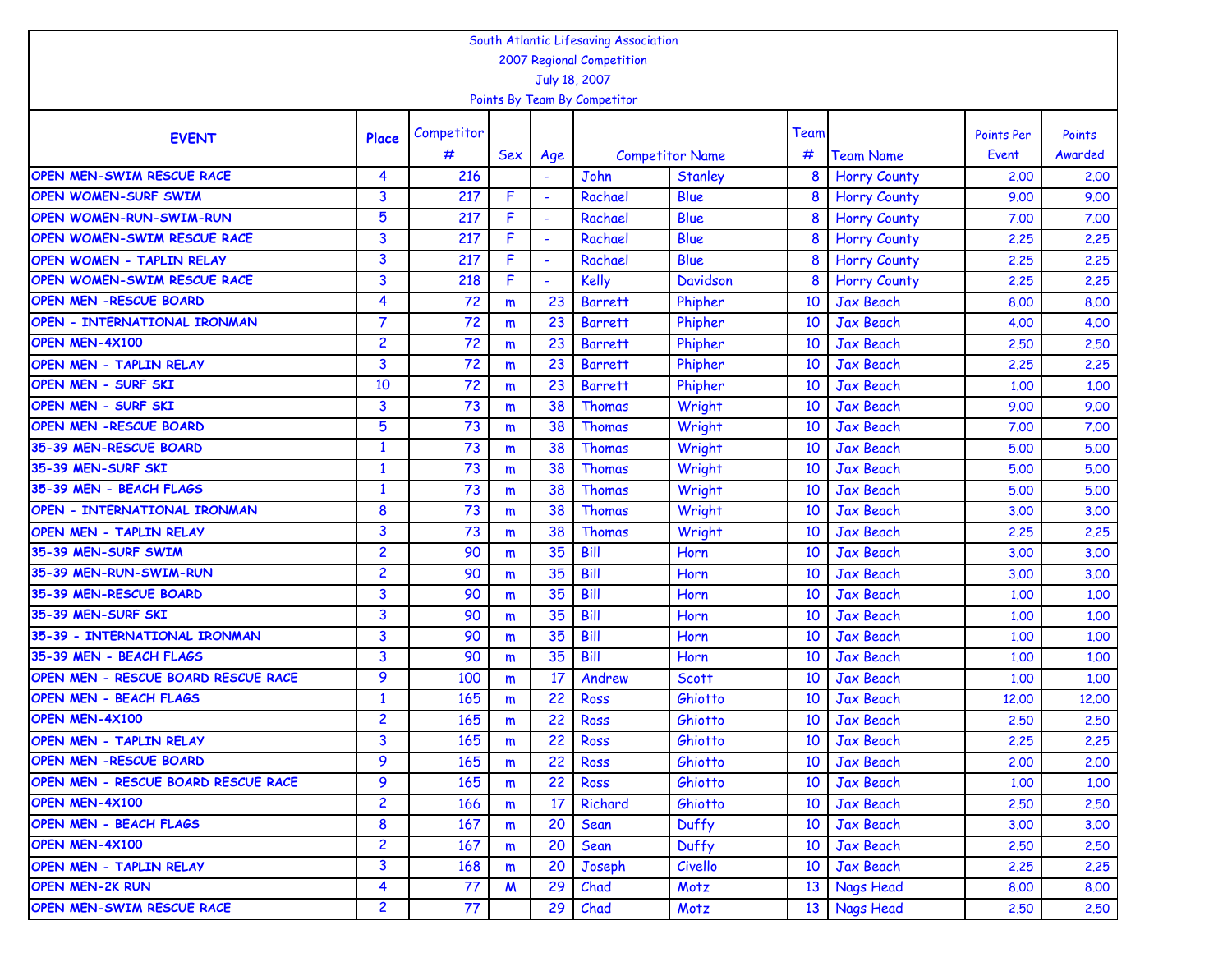South Atlantic Lifesaving Association

2007 Regional Competition

July 18, 2007

Points By Team By Competitor

| EVENT | Place | Competitor # | Sex | Age | Competitor Name | | Team # | Team Name | Points Per Event | Points Awarded |
|---|---|---|---|---|---|---|---|---|---|---|
| OPEN MEN-SWIM RESCUE RACE | 4 | 216 | | - | John | Stanley | 8 | Horry County | 2.00 | 2.00 |
| OPEN WOMEN-SURF SWIM | 3 | 217 | F | - | Rachael | Blue | 8 | Horry County | 9.00 | 9.00 |
| OPEN WOMEN-RUN-SWIM-RUN | 5 | 217 | F | - | Rachael | Blue | 8 | Horry County | 7.00 | 7.00 |
| OPEN WOMEN-SWIM RESCUE RACE | 3 | 217 | F | - | Rachael | Blue | 8 | Horry County | 2.25 | 2.25 |
| OPEN WOMEN - TAPLIN RELAY | 3 | 217 | F | - | Rachael | Blue | 8 | Horry County | 2.25 | 2.25 |
| OPEN WOMEN-SWIM RESCUE RACE | 3 | 218 | F | - | Kelly | Davidson | 8 | Horry County | 2.25 | 2.25 |
| OPEN MEN -RESCUE BOARD | 4 | 72 | m | 23 | Barrett | Phipher | 10 | Jax Beach | 8.00 | 8.00 |
| OPEN - INTERNATIONAL IRONMAN | 7 | 72 | m | 23 | Barrett | Phipher | 10 | Jax Beach | 4.00 | 4.00 |
| OPEN MEN-4X100 | 2 | 72 | m | 23 | Barrett | Phipher | 10 | Jax Beach | 2.50 | 2.50 |
| OPEN MEN - TAPLIN RELAY | 3 | 72 | m | 23 | Barrett | Phipher | 10 | Jax Beach | 2.25 | 2.25 |
| OPEN MEN - SURF SKI | 10 | 72 | m | 23 | Barrett | Phipher | 10 | Jax Beach | 1.00 | 1.00 |
| OPEN MEN - SURF SKI | 3 | 73 | m | 38 | Thomas | Wright | 10 | Jax Beach | 9.00 | 9.00 |
| OPEN MEN -RESCUE BOARD | 5 | 73 | m | 38 | Thomas | Wright | 10 | Jax Beach | 7.00 | 7.00 |
| 35-39 MEN-RESCUE BOARD | 1 | 73 | m | 38 | Thomas | Wright | 10 | Jax Beach | 5.00 | 5.00 |
| 35-39 MEN-SURF SKI | 1 | 73 | m | 38 | Thomas | Wright | 10 | Jax Beach | 5.00 | 5.00 |
| 35-39 MEN - BEACH FLAGS | 1 | 73 | m | 38 | Thomas | Wright | 10 | Jax Beach | 5.00 | 5.00 |
| OPEN - INTERNATIONAL IRONMAN | 8 | 73 | m | 38 | Thomas | Wright | 10 | Jax Beach | 3.00 | 3.00 |
| OPEN MEN - TAPLIN RELAY | 3 | 73 | m | 38 | Thomas | Wright | 10 | Jax Beach | 2.25 | 2.25 |
| 35-39 MEN-SURF SWIM | 2 | 90 | m | 35 | Bill | Horn | 10 | Jax Beach | 3.00 | 3.00 |
| 35-39 MEN-RUN-SWIM-RUN | 2 | 90 | m | 35 | Bill | Horn | 10 | Jax Beach | 3.00 | 3.00 |
| 35-39 MEN-RESCUE BOARD | 3 | 90 | m | 35 | Bill | Horn | 10 | Jax Beach | 1.00 | 1.00 |
| 35-39 MEN-SURF SKI | 3 | 90 | m | 35 | Bill | Horn | 10 | Jax Beach | 1.00 | 1.00 |
| 35-39 - INTERNATIONAL IRONMAN | 3 | 90 | m | 35 | Bill | Horn | 10 | Jax Beach | 1.00 | 1.00 |
| 35-39 MEN - BEACH FLAGS | 3 | 90 | m | 35 | Bill | Horn | 10 | Jax Beach | 1.00 | 1.00 |
| OPEN MEN - RESCUE BOARD RESCUE RACE | 9 | 100 | m | 17 | Andrew | Scott | 10 | Jax Beach | 1.00 | 1.00 |
| OPEN MEN - BEACH FLAGS | 1 | 165 | m | 22 | Ross | Ghiotto | 10 | Jax Beach | 12.00 | 12.00 |
| OPEN MEN-4X100 | 2 | 165 | m | 22 | Ross | Ghiotto | 10 | Jax Beach | 2.50 | 2.50 |
| OPEN MEN - TAPLIN RELAY | 3 | 165 | m | 22 | Ross | Ghiotto | 10 | Jax Beach | 2.25 | 2.25 |
| OPEN MEN -RESCUE BOARD | 9 | 165 | m | 22 | Ross | Ghiotto | 10 | Jax Beach | 2.00 | 2.00 |
| OPEN MEN - RESCUE BOARD RESCUE RACE | 9 | 165 | m | 22 | Ross | Ghiotto | 10 | Jax Beach | 1.00 | 1.00 |
| OPEN MEN-4X100 | 2 | 166 | m | 17 | Richard | Ghiotto | 10 | Jax Beach | 2.50 | 2.50 |
| OPEN MEN - BEACH FLAGS | 8 | 167 | m | 20 | Sean | Duffy | 10 | Jax Beach | 3.00 | 3.00 |
| OPEN MEN-4X100 | 2 | 167 | m | 20 | Sean | Duffy | 10 | Jax Beach | 2.50 | 2.50 |
| OPEN MEN - TAPLIN RELAY | 3 | 168 | m | 20 | Joseph | Civello | 10 | Jax Beach | 2.25 | 2.25 |
| OPEN MEN-2K RUN | 4 | 77 | M | 29 | Chad | Motz | 13 | Nags Head | 8.00 | 8.00 |
| OPEN MEN-SWIM RESCUE RACE | 2 | 77 | | 29 | Chad | Motz | 13 | Nags Head | 2.50 | 2.50 |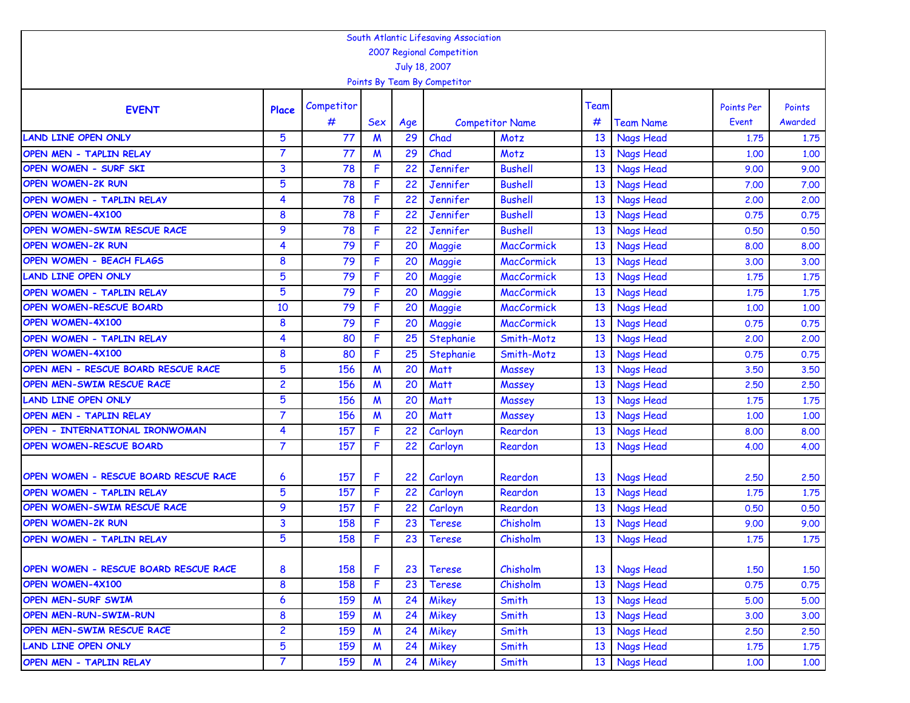South Atlantic Lifesaving Association

2007 Regional Competition

July 18, 2007

Points By Team By Competitor

| EVENT | Place | Competitor # | Sex | Age | Competitor Name | | Team # | Team Name | Points Per Event | Points Awarded |
|---|---|---|---|---|---|---|---|---|---|---|
| LAND LINE OPEN ONLY | 5 | 77 | M | 29 | Chad | Motz | 13 | Nags Head | 1.75 | 1.75 |
| OPEN MEN - TAPLIN RELAY | 7 | 77 | M | 29 | Chad | Motz | 13 | Nags Head | 1.00 | 1.00 |
| OPEN WOMEN - SURF SKI | 3 | 78 | F | 22 | Jennifer | Bushell | 13 | Nags Head | 9.00 | 9.00 |
| OPEN WOMEN-2K RUN | 5 | 78 | F | 22 | Jennifer | Bushell | 13 | Nags Head | 7.00 | 7.00 |
| OPEN WOMEN - TAPLIN RELAY | 4 | 78 | F | 22 | Jennifer | Bushell | 13 | Nags Head | 2.00 | 2.00 |
| OPEN WOMEN-4X100 | 8 | 78 | F | 22 | Jennifer | Bushell | 13 | Nags Head | 0.75 | 0.75 |
| OPEN WOMEN-SWIM RESCUE RACE | 9 | 78 | F | 22 | Jennifer | Bushell | 13 | Nags Head | 0.50 | 0.50 |
| OPEN WOMEN-2K RUN | 4 | 79 | F | 20 | Maggie | MacCormick | 13 | Nags Head | 8.00 | 8.00 |
| OPEN WOMEN - BEACH FLAGS | 8 | 79 | F | 20 | Maggie | MacCormick | 13 | Nags Head | 3.00 | 3.00 |
| LAND LINE OPEN ONLY | 5 | 79 | F | 20 | Maggie | MacCormick | 13 | Nags Head | 1.75 | 1.75 |
| OPEN WOMEN - TAPLIN RELAY | 5 | 79 | F | 20 | Maggie | MacCormick | 13 | Nags Head | 1.75 | 1.75 |
| OPEN WOMEN-RESCUE BOARD | 10 | 79 | F | 20 | Maggie | MacCormick | 13 | Nags Head | 1.00 | 1.00 |
| OPEN WOMEN-4X100 | 8 | 79 | F | 20 | Maggie | MacCormick | 13 | Nags Head | 0.75 | 0.75 |
| OPEN WOMEN - TAPLIN RELAY | 4 | 80 | F | 25 | Stephanie | Smith-Motz | 13 | Nags Head | 2.00 | 2.00 |
| OPEN WOMEN-4X100 | 8 | 80 | F | 25 | Stephanie | Smith-Motz | 13 | Nags Head | 0.75 | 0.75 |
| OPEN MEN - RESCUE BOARD RESCUE RACE | 5 | 156 | M | 20 | Matt | Massey | 13 | Nags Head | 3.50 | 3.50 |
| OPEN MEN-SWIM RESCUE RACE | 2 | 156 | M | 20 | Matt | Massey | 13 | Nags Head | 2.50 | 2.50 |
| LAND LINE OPEN ONLY | 5 | 156 | M | 20 | Matt | Massey | 13 | Nags Head | 1.75 | 1.75 |
| OPEN MEN - TAPLIN RELAY | 7 | 156 | M | 20 | Matt | Massey | 13 | Nags Head | 1.00 | 1.00 |
| OPEN - INTERNATIONAL IRONWOMAN | 4 | 157 | F | 22 | Carloyn | Reardon | 13 | Nags Head | 8.00 | 8.00 |
| OPEN WOMEN-RESCUE BOARD | 7 | 157 | F | 22 | Carloyn | Reardon | 13 | Nags Head | 4.00 | 4.00 |
| OPEN WOMEN - RESCUE BOARD RESCUE RACE | 6 | 157 | F | 22 | Carloyn | Reardon | 13 | Nags Head | 2.50 | 2.50 |
| OPEN WOMEN - TAPLIN RELAY | 5 | 157 | F | 22 | Carloyn | Reardon | 13 | Nags Head | 1.75 | 1.75 |
| OPEN WOMEN-SWIM RESCUE RACE | 9 | 157 | F | 22 | Carloyn | Reardon | 13 | Nags Head | 0.50 | 0.50 |
| OPEN WOMEN-2K RUN | 3 | 158 | F | 23 | Terese | Chisholm | 13 | Nags Head | 9.00 | 9.00 |
| OPEN WOMEN - TAPLIN RELAY | 5 | 158 | F | 23 | Terese | Chisholm | 13 | Nags Head | 1.75 | 1.75 |
| OPEN WOMEN - RESCUE BOARD RESCUE RACE | 8 | 158 | F | 23 | Terese | Chisholm | 13 | Nags Head | 1.50 | 1.50 |
| OPEN WOMEN-4X100 | 8 | 158 | F | 23 | Terese | Chisholm | 13 | Nags Head | 0.75 | 0.75 |
| OPEN MEN-SURF SWIM | 6 | 159 | M | 24 | Mikey | Smith | 13 | Nags Head | 5.00 | 5.00 |
| OPEN MEN-RUN-SWIM-RUN | 8 | 159 | M | 24 | Mikey | Smith | 13 | Nags Head | 3.00 | 3.00 |
| OPEN MEN-SWIM RESCUE RACE | 2 | 159 | M | 24 | Mikey | Smith | 13 | Nags Head | 2.50 | 2.50 |
| LAND LINE OPEN ONLY | 5 | 159 | M | 24 | Mikey | Smith | 13 | Nags Head | 1.75 | 1.75 |
| OPEN MEN - TAPLIN RELAY | 7 | 159 | M | 24 | Mikey | Smith | 13 | Nags Head | 1.00 | 1.00 |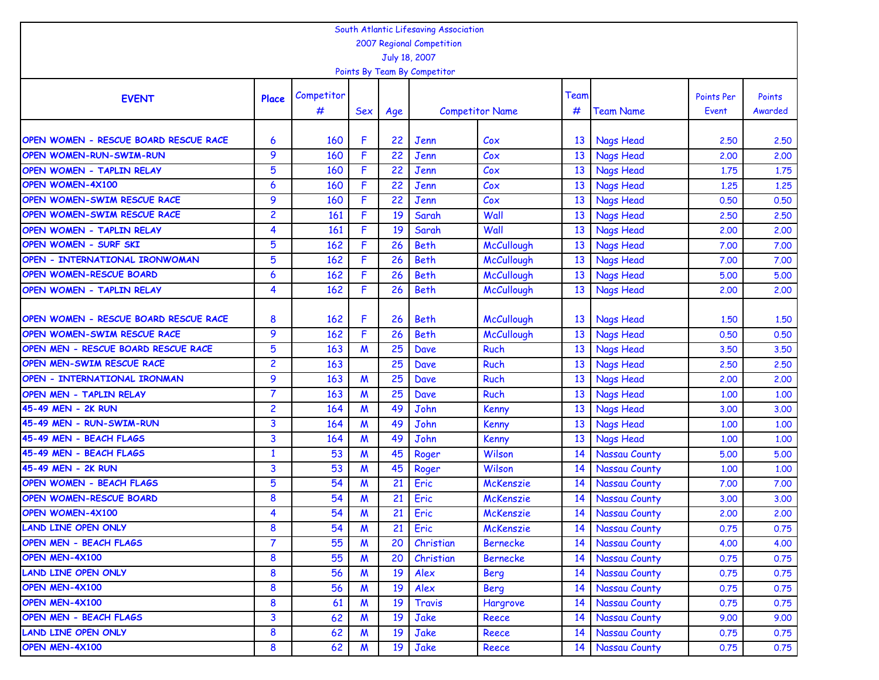South Atlantic Lifesaving Association

2007 Regional Competition

July 18, 2007

Points By Team By Competitor

| EVENT | Place | Competitor # | Sex | Age | Competitor Name | | Team # | Team Name | Points Per Event | Points Awarded |
|---|---|---|---|---|---|---|---|---|---|---|
| OPEN WOMEN - RESCUE BOARD RESCUE RACE | 6 | 160 | F | 22 | Jenn | Cox | 13 | Nags Head | 2.50 | 2.50 |
| OPEN WOMEN-RUN-SWIM-RUN | 9 | 160 | F | 22 | Jenn | Cox | 13 | Nags Head | 2.00 | 2.00 |
| OPEN WOMEN - TAPLIN RELAY | 5 | 160 | F | 22 | Jenn | Cox | 13 | Nags Head | 1.75 | 1.75 |
| OPEN WOMEN-4X100 | 6 | 160 | F | 22 | Jenn | Cox | 13 | Nags Head | 1.25 | 1.25 |
| OPEN WOMEN-SWIM RESCUE RACE | 9 | 160 | F | 22 | Jenn | Cox | 13 | Nags Head | 0.50 | 0.50 |
| OPEN WOMEN-SWIM RESCUE RACE | 2 | 161 | F | 19 | Sarah | Wall | 13 | Nags Head | 2.50 | 2.50 |
| OPEN WOMEN - TAPLIN RELAY | 4 | 161 | F | 19 | Sarah | Wall | 13 | Nags Head | 2.00 | 2.00 |
| OPEN WOMEN - SURF SKI | 5 | 162 | F | 26 | Beth | McCullough | 13 | Nags Head | 7.00 | 7.00 |
| OPEN - INTERNATIONAL IRONWOMAN | 5 | 162 | F | 26 | Beth | McCullough | 13 | Nags Head | 7.00 | 7.00 |
| OPEN WOMEN-RESCUE BOARD | 6 | 162 | F | 26 | Beth | McCullough | 13 | Nags Head | 5.00 | 5.00 |
| OPEN WOMEN - TAPLIN RELAY | 4 | 162 | F | 26 | Beth | McCullough | 13 | Nags Head | 2.00 | 2.00 |
| OPEN WOMEN - RESCUE BOARD RESCUE RACE | 8 | 162 | F | 26 | Beth | McCullough | 13 | Nags Head | 1.50 | 1.50 |
| OPEN WOMEN-SWIM RESCUE RACE | 9 | 162 | F | 26 | Beth | McCullough | 13 | Nags Head | 0.50 | 0.50 |
| OPEN MEN - RESCUE BOARD RESCUE RACE | 5 | 163 | M | 25 | Dave | Ruch | 13 | Nags Head | 3.50 | 3.50 |
| OPEN MEN-SWIM RESCUE RACE | 2 | 163 | | 25 | Dave | Ruch | 13 | Nags Head | 2.50 | 2.50 |
| OPEN - INTERNATIONAL IRONMAN | 9 | 163 | M | 25 | Dave | Ruch | 13 | Nags Head | 2.00 | 2.00 |
| OPEN MEN - TAPLIN RELAY | 7 | 163 | M | 25 | Dave | Ruch | 13 | Nags Head | 1.00 | 1.00 |
| 45-49 MEN - 2K RUN | 2 | 164 | M | 49 | John | Kenny | 13 | Nags Head | 3.00 | 3.00 |
| 45-49 MEN - RUN-SWIM-RUN | 3 | 164 | M | 49 | John | Kenny | 13 | Nags Head | 1.00 | 1.00 |
| 45-49 MEN - BEACH FLAGS | 3 | 164 | M | 49 | John | Kenny | 13 | Nags Head | 1.00 | 1.00 |
| 45-49 MEN - BEACH FLAGS | 1 | 53 | M | 45 | Roger | Wilson | 14 | Nassau County | 5.00 | 5.00 |
| 45-49 MEN - 2K RUN | 3 | 53 | M | 45 | Roger | Wilson | 14 | Nassau County | 1.00 | 1.00 |
| OPEN WOMEN - BEACH FLAGS | 5 | 54 | M | 21 | Eric | McKenszie | 14 | Nassau County | 7.00 | 7.00 |
| OPEN WOMEN-RESCUE BOARD | 8 | 54 | M | 21 | Eric | McKenszie | 14 | Nassau County | 3.00 | 3.00 |
| OPEN WOMEN-4X100 | 4 | 54 | M | 21 | Eric | McKenszie | 14 | Nassau County | 2.00 | 2.00 |
| LAND LINE OPEN ONLY | 8 | 54 | M | 21 | Eric | McKenszie | 14 | Nassau County | 0.75 | 0.75 |
| OPEN MEN - BEACH FLAGS | 7 | 55 | M | 20 | Christian | Bernecke | 14 | Nassau County | 4.00 | 4.00 |
| OPEN MEN-4X100 | 8 | 55 | M | 20 | Christian | Bernecke | 14 | Nassau County | 0.75 | 0.75 |
| LAND LINE OPEN ONLY | 8 | 56 | M | 19 | Alex | Berg | 14 | Nassau County | 0.75 | 0.75 |
| OPEN MEN-4X100 | 8 | 56 | M | 19 | Alex | Berg | 14 | Nassau County | 0.75 | 0.75 |
| OPEN MEN-4X100 | 8 | 61 | M | 19 | Travis | Hargrove | 14 | Nassau County | 0.75 | 0.75 |
| OPEN MEN - BEACH FLAGS | 3 | 62 | M | 19 | Jake | Reece | 14 | Nassau County | 9.00 | 9.00 |
| LAND LINE OPEN ONLY | 8 | 62 | M | 19 | Jake | Reece | 14 | Nassau County | 0.75 | 0.75 |
| OPEN MEN-4X100 | 8 | 62 | M | 19 | Jake | Reece | 14 | Nassau County | 0.75 | 0.75 |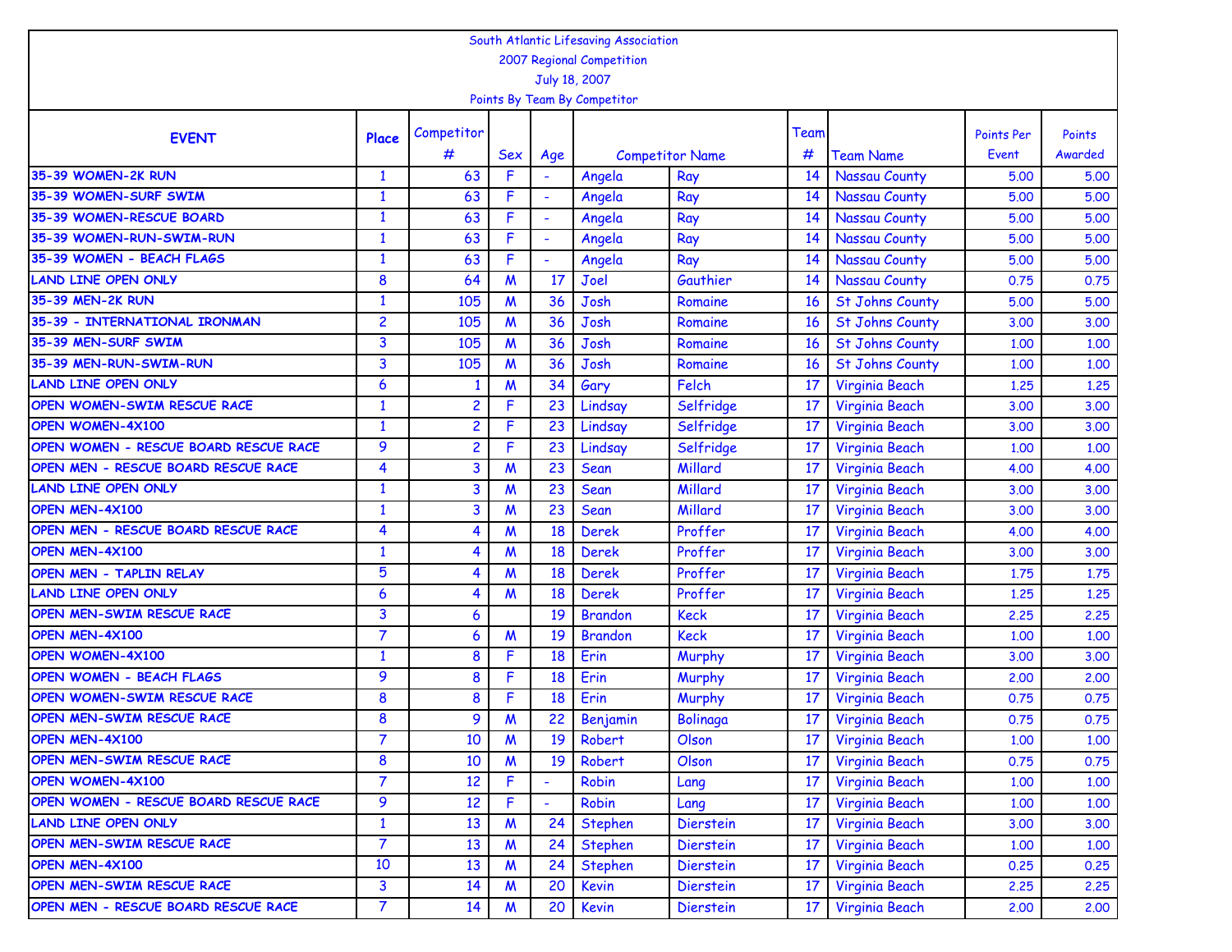South Atlantic Lifesaving Association
2007 Regional Competition
July 18, 2007
Points By Team By Competitor

| EVENT | Place | Competitor # | Sex | Age | Competitor Name | | Team # | Team Name | Points Per Event | Points Awarded |
|---|---|---|---|---|---|---|---|---|---|---|
| 35-39 WOMEN-2K RUN | 1 | 63 | F | - | Angela | Ray | 14 | Nassau County | 5.00 | 5.00 |
| 35-39 WOMEN-SURF SWIM | 1 | 63 | F | - | Angela | Ray | 14 | Nassau County | 5.00 | 5.00 |
| 35-39 WOMEN-RESCUE BOARD | 1 | 63 | F | - | Angela | Ray | 14 | Nassau County | 5.00 | 5.00 |
| 35-39 WOMEN-RUN-SWIM-RUN | 1 | 63 | F | - | Angela | Ray | 14 | Nassau County | 5.00 | 5.00 |
| 35-39 WOMEN - BEACH FLAGS | 1 | 63 | F | - | Angela | Ray | 14 | Nassau County | 5.00 | 5.00 |
| LAND LINE OPEN ONLY | 8 | 64 | M | 17 | Joel | Gauthier | 14 | Nassau County | 0.75 | 0.75 |
| 35-39 MEN-2K RUN | 1 | 105 | M | 36 | Josh | Romaine | 16 | St Johns County | 5.00 | 5.00 |
| 35-39 - INTERNATIONAL IRONMAN | 2 | 105 | M | 36 | Josh | Romaine | 16 | St Johns County | 3.00 | 3.00 |
| 35-39 MEN-SURF SWIM | 3 | 105 | M | 36 | Josh | Romaine | 16 | St Johns County | 1.00 | 1.00 |
| 35-39 MEN-RUN-SWIM-RUN | 3 | 105 | M | 36 | Josh | Romaine | 16 | St Johns County | 1.00 | 1.00 |
| LAND LINE OPEN ONLY | 6 | 1 | M | 34 | Gary | Felch | 17 | Virginia Beach | 1.25 | 1.25 |
| OPEN WOMEN-SWIM RESCUE RACE | 1 | 2 | F | 23 | Lindsay | Selfridge | 17 | Virginia Beach | 3.00 | 3.00 |
| OPEN WOMEN-4X100 | 1 | 2 | F | 23 | Lindsay | Selfridge | 17 | Virginia Beach | 3.00 | 3.00 |
| OPEN WOMEN - RESCUE BOARD RESCUE RACE | 9 | 2 | F | 23 | Lindsay | Selfridge | 17 | Virginia Beach | 1.00 | 1.00 |
| OPEN MEN - RESCUE BOARD RESCUE RACE | 4 | 3 | M | 23 | Sean | Millard | 17 | Virginia Beach | 4.00 | 4.00 |
| LAND LINE OPEN ONLY | 1 | 3 | M | 23 | Sean | Millard | 17 | Virginia Beach | 3.00 | 3.00 |
| OPEN MEN-4X100 | 1 | 3 | M | 23 | Sean | Millard | 17 | Virginia Beach | 3.00 | 3.00 |
| OPEN MEN - RESCUE BOARD RESCUE RACE | 4 | 4 | M | 18 | Derek | Proffer | 17 | Virginia Beach | 4.00 | 4.00 |
| OPEN MEN-4X100 | 1 | 4 | M | 18 | Derek | Proffer | 17 | Virginia Beach | 3.00 | 3.00 |
| OPEN MEN - TAPLIN RELAY | 5 | 4 | M | 18 | Derek | Proffer | 17 | Virginia Beach | 1.75 | 1.75 |
| LAND LINE OPEN ONLY | 6 | 4 | M | 18 | Derek | Proffer | 17 | Virginia Beach | 1.25 | 1.25 |
| OPEN MEN-SWIM RESCUE RACE | 3 | 6 | | 19 | Brandon | Keck | 17 | Virginia Beach | 2.25 | 2.25 |
| OPEN MEN-4X100 | 7 | 6 | M | 19 | Brandon | Keck | 17 | Virginia Beach | 1.00 | 1.00 |
| OPEN WOMEN-4X100 | 1 | 8 | F | 18 | Erin | Murphy | 17 | Virginia Beach | 3.00 | 3.00 |
| OPEN WOMEN - BEACH FLAGS | 9 | 8 | F | 18 | Erin | Murphy | 17 | Virginia Beach | 2.00 | 2.00 |
| OPEN WOMEN-SWIM RESCUE RACE | 8 | 8 | F | 18 | Erin | Murphy | 17 | Virginia Beach | 0.75 | 0.75 |
| OPEN MEN-SWIM RESCUE RACE | 8 | 9 | M | 22 | Benjamin | Bolinaga | 17 | Virginia Beach | 0.75 | 0.75 |
| OPEN MEN-4X100 | 7 | 10 | M | 19 | Robert | Olson | 17 | Virginia Beach | 1.00 | 1.00 |
| OPEN MEN-SWIM RESCUE RACE | 8 | 10 | M | 19 | Robert | Olson | 17 | Virginia Beach | 0.75 | 0.75 |
| OPEN WOMEN-4X100 | 7 | 12 | F | - | Robin | Lang | 17 | Virginia Beach | 1.00 | 1.00 |
| OPEN WOMEN - RESCUE BOARD RESCUE RACE | 9 | 12 | F | - | Robin | Lang | 17 | Virginia Beach | 1.00 | 1.00 |
| LAND LINE OPEN ONLY | 1 | 13 | M | 24 | Stephen | Dierstein | 17 | Virginia Beach | 3.00 | 3.00 |
| OPEN MEN-SWIM RESCUE RACE | 7 | 13 | M | 24 | Stephen | Dierstein | 17 | Virginia Beach | 1.00 | 1.00 |
| OPEN MEN-4X100 | 10 | 13 | M | 24 | Stephen | Dierstein | 17 | Virginia Beach | 0.25 | 0.25 |
| OPEN MEN-SWIM RESCUE RACE | 3 | 14 | M | 20 | Kevin | Dierstein | 17 | Virginia Beach | 2.25 | 2.25 |
| OPEN MEN - RESCUE BOARD RESCUE RACE | 7 | 14 | M | 20 | Kevin | Dierstein | 17 | Virginia Beach | 2.00 | 2.00 |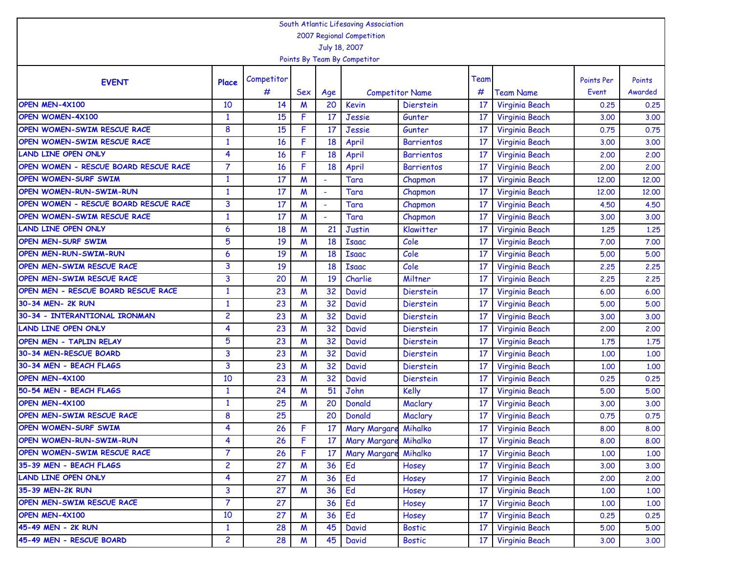South Atlantic Lifesaving Association
2007 Regional Competition
July 18, 2007
Points By Team By Competitor

| EVENT | Place | Competitor # | Sex | Age | Competitor Name | | Team # | Team Name | Points Per Event | Points Awarded |
|---|---|---|---|---|---|---|---|---|---|---|
| OPEN MEN-4X100 | 10 | 14 | M | 20 | Kevin | Dierstein | 17 | Virginia Beach | 0.25 | 0.25 |
| OPEN WOMEN-4X100 | 1 | 15 | F | 17 | Jessie | Gunter | 17 | Virginia Beach | 3.00 | 3.00 |
| OPEN WOMEN-SWIM RESCUE RACE | 8 | 15 | F | 17 | Jessie | Gunter | 17 | Virginia Beach | 0.75 | 0.75 |
| OPEN WOMEN-SWIM RESCUE RACE | 1 | 16 | F | 18 | April | Barrientos | 17 | Virginia Beach | 3.00 | 3.00 |
| LAND LINE OPEN ONLY | 4 | 16 | F | 18 | April | Barrientos | 17 | Virginia Beach | 2.00 | 2.00 |
| OPEN WOMEN - RESCUE BOARD RESCUE RACE | 7 | 16 | F | 18 | April | Barrientos | 17 | Virginia Beach | 2.00 | 2.00 |
| OPEN WOMEN-SURF SWIM | 1 | 17 | M | - | Tara | Chapmon | 17 | Virginia Beach | 12.00 | 12.00 |
| OPEN WOMEN-RUN-SWIM-RUN | 1 | 17 | M | - | Tara | Chapmon | 17 | Virginia Beach | 12.00 | 12.00 |
| OPEN WOMEN - RESCUE BOARD RESCUE RACE | 3 | 17 | M | - | Tara | Chapmon | 17 | Virginia Beach | 4.50 | 4.50 |
| OPEN WOMEN-SWIM RESCUE RACE | 1 | 17 | M | - | Tara | Chapmon | 17 | Virginia Beach | 3.00 | 3.00 |
| LAND LINE OPEN ONLY | 6 | 18 | M | 21 | Justin | Klawitter | 17 | Virginia Beach | 1.25 | 1.25 |
| OPEN MEN-SURF SWIM | 5 | 19 | M | 18 | Isaac | Cole | 17 | Virginia Beach | 7.00 | 7.00 |
| OPEN MEN-RUN-SWIM-RUN | 6 | 19 | M | 18 | Isaac | Cole | 17 | Virginia Beach | 5.00 | 5.00 |
| OPEN MEN-SWIM RESCUE RACE | 3 | 19 | | 18 | Isaac | Cole | 17 | Virginia Beach | 2.25 | 2.25 |
| OPEN MEN-SWIM RESCUE RACE | 3 | 20 | M | 19 | Charlie | Miltner | 17 | Virginia Beach | 2.25 | 2.25 |
| OPEN MEN - RESCUE BOARD RESCUE RACE | 1 | 23 | M | 32 | David | Dierstein | 17 | Virginia Beach | 6.00 | 6.00 |
| 30-34 MEN- 2K RUN | 1 | 23 | M | 32 | David | Dierstein | 17 | Virginia Beach | 5.00 | 5.00 |
| 30-34 - INTERANTIONAL IRONMAN | 2 | 23 | M | 32 | David | Dierstein | 17 | Virginia Beach | 3.00 | 3.00 |
| LAND LINE OPEN ONLY | 4 | 23 | M | 32 | David | Dierstein | 17 | Virginia Beach | 2.00 | 2.00 |
| OPEN MEN - TAPLIN RELAY | 5 | 23 | M | 32 | David | Dierstein | 17 | Virginia Beach | 1.75 | 1.75 |
| 30-34 MEN-RESCUE BOARD | 3 | 23 | M | 32 | David | Dierstein | 17 | Virginia Beach | 1.00 | 1.00 |
| 30-34 MEN - BEACH FLAGS | 3 | 23 | M | 32 | David | Dierstein | 17 | Virginia Beach | 1.00 | 1.00 |
| OPEN MEN-4X100 | 10 | 23 | M | 32 | David | Dierstein | 17 | Virginia Beach | 0.25 | 0.25 |
| 50-54 MEN - BEACH FLAGS | 1 | 24 | M | 51 | John | Kelly | 17 | Virginia Beach | 5.00 | 5.00 |
| OPEN MEN-4X100 | 1 | 25 | M | 20 | Donald | Maclary | 17 | Virginia Beach | 3.00 | 3.00 |
| OPEN MEN-SWIM RESCUE RACE | 8 | 25 | | 20 | Donald | Maclary | 17 | Virginia Beach | 0.75 | 0.75 |
| OPEN WOMEN-SURF SWIM | 4 | 26 | F | 17 | Mary Margare | Mihalko | 17 | Virginia Beach | 8.00 | 8.00 |
| OPEN WOMEN-RUN-SWIM-RUN | 4 | 26 | F | 17 | Mary Margare | Mihalko | 17 | Virginia Beach | 8.00 | 8.00 |
| OPEN WOMEN-SWIM RESCUE RACE | 7 | 26 | F | 17 | Mary Margare | Mihalko | 17 | Virginia Beach | 1.00 | 1.00 |
| 35-39 MEN - BEACH FLAGS | 2 | 27 | M | 36 | Ed | Hosey | 17 | Virginia Beach | 3.00 | 3.00 |
| LAND LINE OPEN ONLY | 4 | 27 | M | 36 | Ed | Hosey | 17 | Virginia Beach | 2.00 | 2.00 |
| 35-39 MEN-2K RUN | 3 | 27 | M | 36 | Ed | Hosey | 17 | Virginia Beach | 1.00 | 1.00 |
| OPEN MEN-SWIM RESCUE RACE | 7 | 27 | | 36 | Ed | Hosey | 17 | Virginia Beach | 1.00 | 1.00 |
| OPEN MEN-4X100 | 10 | 27 | M | 36 | Ed | Hosey | 17 | Virginia Beach | 0.25 | 0.25 |
| 45-49 MEN - 2K RUN | 1 | 28 | M | 45 | David | Bostic | 17 | Virginia Beach | 5.00 | 5.00 |
| 45-49 MEN - RESCUE BOARD | 2 | 28 | M | 45 | David | Bostic | 17 | Virginia Beach | 3.00 | 3.00 |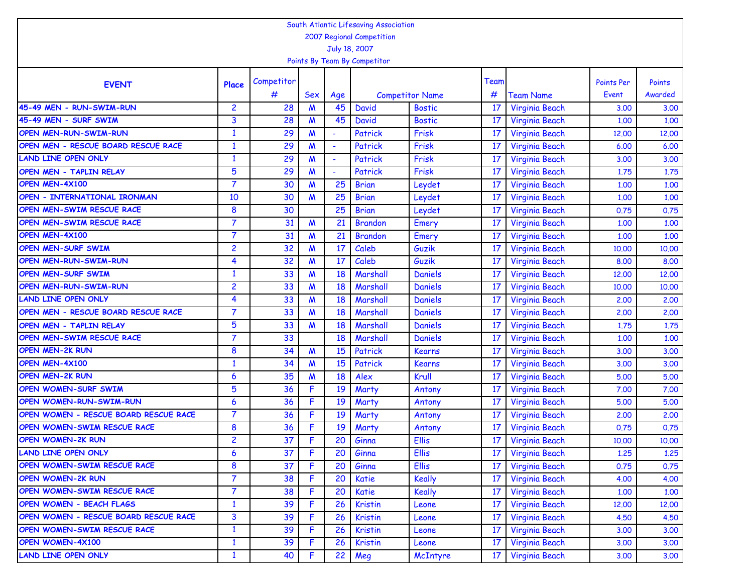South Atlantic Lifesaving Association
2007 Regional Competition
July 18, 2007
Points By Team By Competitor

| EVENT | Place | Competitor # | Sex | Age | Competitor Name | | Team # | Team Name | Points Per Event | Points Awarded |
|---|---|---|---|---|---|---|---|---|---|---|
| 45-49 MEN - RUN-SWIM-RUN | 2 | 28 | M | 45 | David | Bostic | 17 | Virginia Beach | 3.00 | 3.00 |
| 45-49 MEN - SURF SWIM | 3 | 28 | M | 45 | David | Bostic | 17 | Virginia Beach | 1.00 | 1.00 |
| OPEN MEN-RUN-SWIM-RUN | 1 | 29 | M | - | Patrick | Frisk | 17 | Virginia Beach | 12.00 | 12.00 |
| OPEN MEN - RESCUE BOARD RESCUE RACE | 1 | 29 | M | - | Patrick | Frisk | 17 | Virginia Beach | 6.00 | 6.00 |
| LAND LINE OPEN ONLY | 1 | 29 | M | - | Patrick | Frisk | 17 | Virginia Beach | 3.00 | 3.00 |
| OPEN MEN - TAPLIN RELAY | 5 | 29 | M | - | Patrick | Frisk | 17 | Virginia Beach | 1.75 | 1.75 |
| OPEN MEN-4X100 | 7 | 30 | M | 25 | Brian | Leydet | 17 | Virginia Beach | 1.00 | 1.00 |
| OPEN - INTERNATIONAL IRONMAN | 10 | 30 | M | 25 | Brian | Leydet | 17 | Virginia Beach | 1.00 | 1.00 |
| OPEN MEN-SWIM RESCUE RACE | 8 | 30 | | 25 | Brian | Leydet | 17 | Virginia Beach | 0.75 | 0.75 |
| OPEN MEN-SWIM RESCUE RACE | 7 | 31 | M | 21 | Brandon | Emery | 17 | Virginia Beach | 1.00 | 1.00 |
| OPEN MEN-4X100 | 7 | 31 | M | 21 | Brandon | Emery | 17 | Virginia Beach | 1.00 | 1.00 |
| OPEN MEN-SURF SWIM | 2 | 32 | M | 17 | Caleb | Guzik | 17 | Virginia Beach | 10.00 | 10.00 |
| OPEN MEN-RUN-SWIM-RUN | 4 | 32 | M | 17 | Caleb | Guzik | 17 | Virginia Beach | 8.00 | 8.00 |
| OPEN MEN-SURF SWIM | 1 | 33 | M | 18 | Marshall | Daniels | 17 | Virginia Beach | 12.00 | 12.00 |
| OPEN MEN-RUN-SWIM-RUN | 2 | 33 | M | 18 | Marshall | Daniels | 17 | Virginia Beach | 10.00 | 10.00 |
| LAND LINE OPEN ONLY | 4 | 33 | M | 18 | Marshall | Daniels | 17 | Virginia Beach | 2.00 | 2.00 |
| OPEN MEN - RESCUE BOARD RESCUE RACE | 7 | 33 | M | 18 | Marshall | Daniels | 17 | Virginia Beach | 2.00 | 2.00 |
| OPEN MEN - TAPLIN RELAY | 5 | 33 | M | 18 | Marshall | Daniels | 17 | Virginia Beach | 1.75 | 1.75 |
| OPEN MEN-SWIM RESCUE RACE | 7 | 33 | | 18 | Marshall | Daniels | 17 | Virginia Beach | 1.00 | 1.00 |
| OPEN MEN-2K RUN | 8 | 34 | M | 15 | Patrick | Kearns | 17 | Virginia Beach | 3.00 | 3.00 |
| OPEN MEN-4X100 | 1 | 34 | M | 15 | Patrick | Kearns | 17 | Virginia Beach | 3.00 | 3.00 |
| OPEN MEN-2K RUN | 6 | 35 | M | 18 | Alex | Krull | 17 | Virginia Beach | 5.00 | 5.00 |
| OPEN WOMEN-SURF SWIM | 5 | 36 | F | 19 | Marty | Antony | 17 | Virginia Beach | 7.00 | 7.00 |
| OPEN WOMEN-RUN-SWIM-RUN | 6 | 36 | F | 19 | Marty | Antony | 17 | Virginia Beach | 5.00 | 5.00 |
| OPEN WOMEN - RESCUE BOARD RESCUE RACE | 7 | 36 | F | 19 | Marty | Antony | 17 | Virginia Beach | 2.00 | 2.00 |
| OPEN WOMEN-SWIM RESCUE RACE | 8 | 36 | F | 19 | Marty | Antony | 17 | Virginia Beach | 0.75 | 0.75 |
| OPEN WOMEN-2K RUN | 2 | 37 | F | 20 | Ginna | Ellis | 17 | Virginia Beach | 10.00 | 10.00 |
| LAND LINE OPEN ONLY | 6 | 37 | F | 20 | Ginna | Ellis | 17 | Virginia Beach | 1.25 | 1.25 |
| OPEN WOMEN-SWIM RESCUE RACE | 8 | 37 | F | 20 | Ginna | Ellis | 17 | Virginia Beach | 0.75 | 0.75 |
| OPEN WOMEN-2K RUN | 7 | 38 | F | 20 | Katie | Keally | 17 | Virginia Beach | 4.00 | 4.00 |
| OPEN WOMEN-SWIM RESCUE RACE | 7 | 38 | F | 20 | Katie | Keally | 17 | Virginia Beach | 1.00 | 1.00 |
| OPEN WOMEN - BEACH FLAGS | 1 | 39 | F | 26 | Kristin | Leone | 17 | Virginia Beach | 12.00 | 12.00 |
| OPEN WOMEN - RESCUE BOARD RESCUE RACE | 3 | 39 | F | 26 | Kristin | Leone | 17 | Virginia Beach | 4.50 | 4.50 |
| OPEN WOMEN-SWIM RESCUE RACE | 1 | 39 | F | 26 | Kristin | Leone | 17 | Virginia Beach | 3.00 | 3.00 |
| OPEN WOMEN-4X100 | 1 | 39 | F | 26 | Kristin | Leone | 17 | Virginia Beach | 3.00 | 3.00 |
| LAND LINE OPEN ONLY | 1 | 40 | F | 22 | Meg | McIntyre | 17 | Virginia Beach | 3.00 | 3.00 |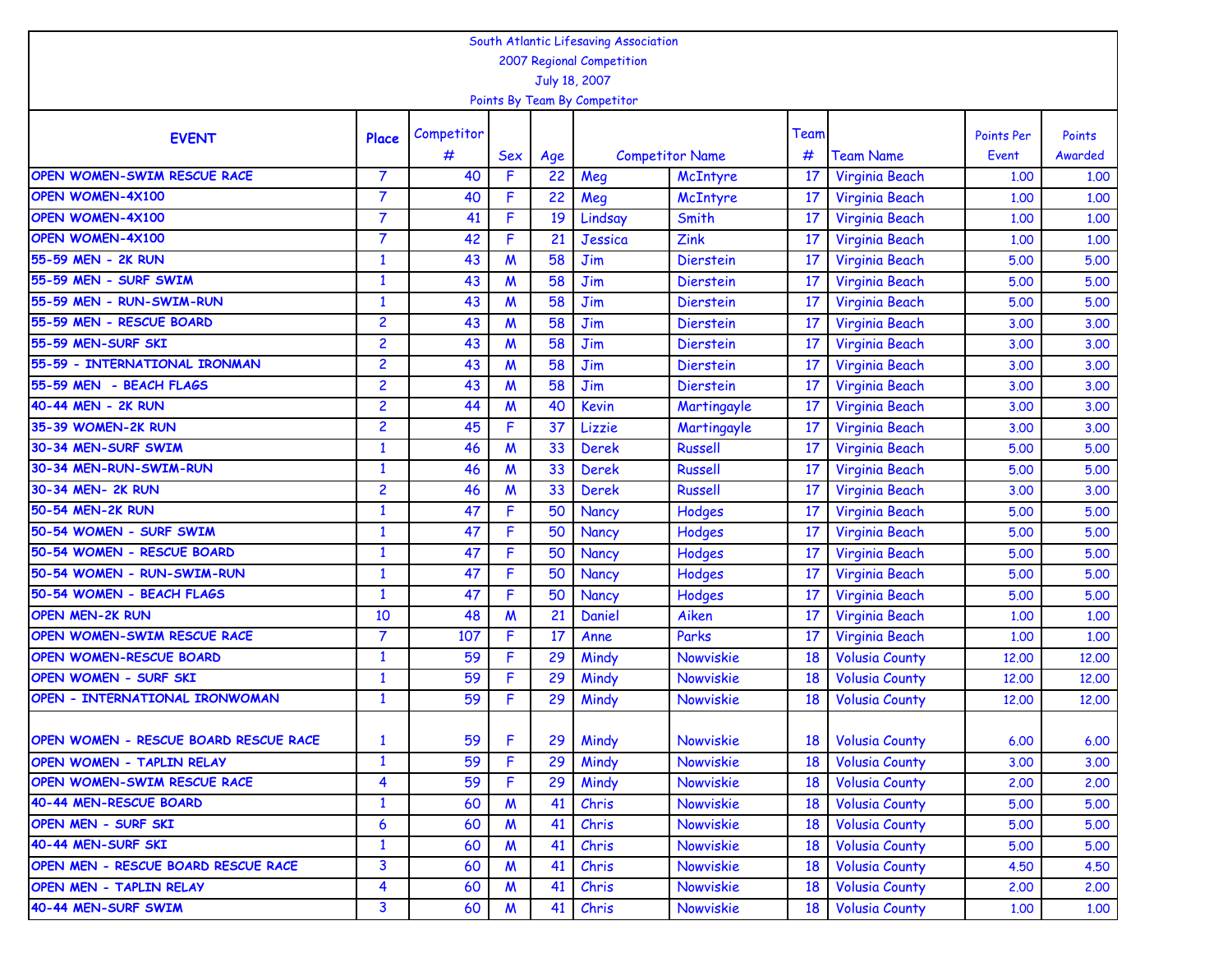South Atlantic Lifesaving Association
2007 Regional Competition
July 18, 2007
Points By Team By Competitor

| EVENT | Place | Competitor # | Sex | Age | Competitor Name | | Team # | Team Name | Points Per Event | Points Awarded |
|---|---|---|---|---|---|---|---|---|---|---|
| OPEN WOMEN-SWIM RESCUE RACE | 7 | 40 | F | 22 | Meg | McIntyre | 17 | Virginia Beach | 1.00 | 1.00 |
| OPEN WOMEN-4X100 | 7 | 40 | F | 22 | Meg | McIntyre | 17 | Virginia Beach | 1.00 | 1.00 |
| OPEN WOMEN-4X100 | 7 | 41 | F | 19 | Lindsay | Smith | 17 | Virginia Beach | 1.00 | 1.00 |
| OPEN WOMEN-4X100 | 7 | 42 | F | 21 | Jessica | Zink | 17 | Virginia Beach | 1.00 | 1.00 |
| 55-59 MEN - 2K RUN | 1 | 43 | M | 58 | Jim | Dierstein | 17 | Virginia Beach | 5.00 | 5.00 |
| 55-59 MEN - SURF SWIM | 1 | 43 | M | 58 | Jim | Dierstein | 17 | Virginia Beach | 5.00 | 5.00 |
| 55-59 MEN - RUN-SWIM-RUN | 1 | 43 | M | 58 | Jim | Dierstein | 17 | Virginia Beach | 5.00 | 5.00 |
| 55-59 MEN - RESCUE BOARD | 2 | 43 | M | 58 | Jim | Dierstein | 17 | Virginia Beach | 3.00 | 3.00 |
| 55-59 MEN-SURF SKI | 2 | 43 | M | 58 | Jim | Dierstein | 17 | Virginia Beach | 3.00 | 3.00 |
| 55-59 - INTERNATIONAL IRONMAN | 2 | 43 | M | 58 | Jim | Dierstein | 17 | Virginia Beach | 3.00 | 3.00 |
| 55-59 MEN - BEACH FLAGS | 2 | 43 | M | 58 | Jim | Dierstein | 17 | Virginia Beach | 3.00 | 3.00 |
| 40-44 MEN - 2K RUN | 2 | 44 | M | 40 | Kevin | Martingayle | 17 | Virginia Beach | 3.00 | 3.00 |
| 35-39 WOMEN-2K RUN | 2 | 45 | F | 37 | Lizzie | Martingayle | 17 | Virginia Beach | 3.00 | 3.00 |
| 30-34 MEN-SURF SWIM | 1 | 46 | M | 33 | Derek | Russell | 17 | Virginia Beach | 5.00 | 5.00 |
| 30-34 MEN-RUN-SWIM-RUN | 1 | 46 | M | 33 | Derek | Russell | 17 | Virginia Beach | 5.00 | 5.00 |
| 30-34 MEN- 2K RUN | 2 | 46 | M | 33 | Derek | Russell | 17 | Virginia Beach | 3.00 | 3.00 |
| 50-54 MEN-2K RUN | 1 | 47 | F | 50 | Nancy | Hodges | 17 | Virginia Beach | 5.00 | 5.00 |
| 50-54 WOMEN - SURF SWIM | 1 | 47 | F | 50 | Nancy | Hodges | 17 | Virginia Beach | 5.00 | 5.00 |
| 50-54 WOMEN - RESCUE BOARD | 1 | 47 | F | 50 | Nancy | Hodges | 17 | Virginia Beach | 5.00 | 5.00 |
| 50-54 WOMEN - RUN-SWIM-RUN | 1 | 47 | F | 50 | Nancy | Hodges | 17 | Virginia Beach | 5.00 | 5.00 |
| 50-54 WOMEN - BEACH FLAGS | 1 | 47 | F | 50 | Nancy | Hodges | 17 | Virginia Beach | 5.00 | 5.00 |
| OPEN MEN-2K RUN | 10 | 48 | M | 21 | Daniel | Aiken | 17 | Virginia Beach | 1.00 | 1.00 |
| OPEN WOMEN-SWIM RESCUE RACE | 7 | 107 | F | 17 | Anne | Parks | 17 | Virginia Beach | 1.00 | 1.00 |
| OPEN WOMEN-RESCUE BOARD | 1 | 59 | F | 29 | Mindy | Nowviskie | 18 | Volusia County | 12.00 | 12.00 |
| OPEN WOMEN - SURF SKI | 1 | 59 | F | 29 | Mindy | Nowviskie | 18 | Volusia County | 12.00 | 12.00 |
| OPEN - INTERNATIONAL IRONWOMAN | 1 | 59 | F | 29 | Mindy | Nowviskie | 18 | Volusia County | 12.00 | 12.00 |
| OPEN WOMEN - RESCUE BOARD RESCUE RACE | 1 | 59 | F | 29 | Mindy | Nowviskie | 18 | Volusia County | 6.00 | 6.00 |
| OPEN WOMEN - TAPLIN RELAY | 1 | 59 | F | 29 | Mindy | Nowviskie | 18 | Volusia County | 3.00 | 3.00 |
| OPEN WOMEN-SWIM RESCUE RACE | 4 | 59 | F | 29 | Mindy | Nowviskie | 18 | Volusia County | 2.00 | 2.00 |
| 40-44 MEN-RESCUE BOARD | 1 | 60 | M | 41 | Chris | Nowviskie | 18 | Volusia County | 5.00 | 5.00 |
| OPEN MEN - SURF SKI | 6 | 60 | M | 41 | Chris | Nowviskie | 18 | Volusia County | 5.00 | 5.00 |
| 40-44 MEN-SURF SKI | 1 | 60 | M | 41 | Chris | Nowviskie | 18 | Volusia County | 5.00 | 5.00 |
| OPEN MEN - RESCUE BOARD RESCUE RACE | 3 | 60 | M | 41 | Chris | Nowviskie | 18 | Volusia County | 4.50 | 4.50 |
| OPEN MEN - TAPLIN RELAY | 4 | 60 | M | 41 | Chris | Nowviskie | 18 | Volusia County | 2.00 | 2.00 |
| 40-44 MEN-SURF SWIM | 3 | 60 | M | 41 | Chris | Nowviskie | 18 | Volusia County | 1.00 | 1.00 |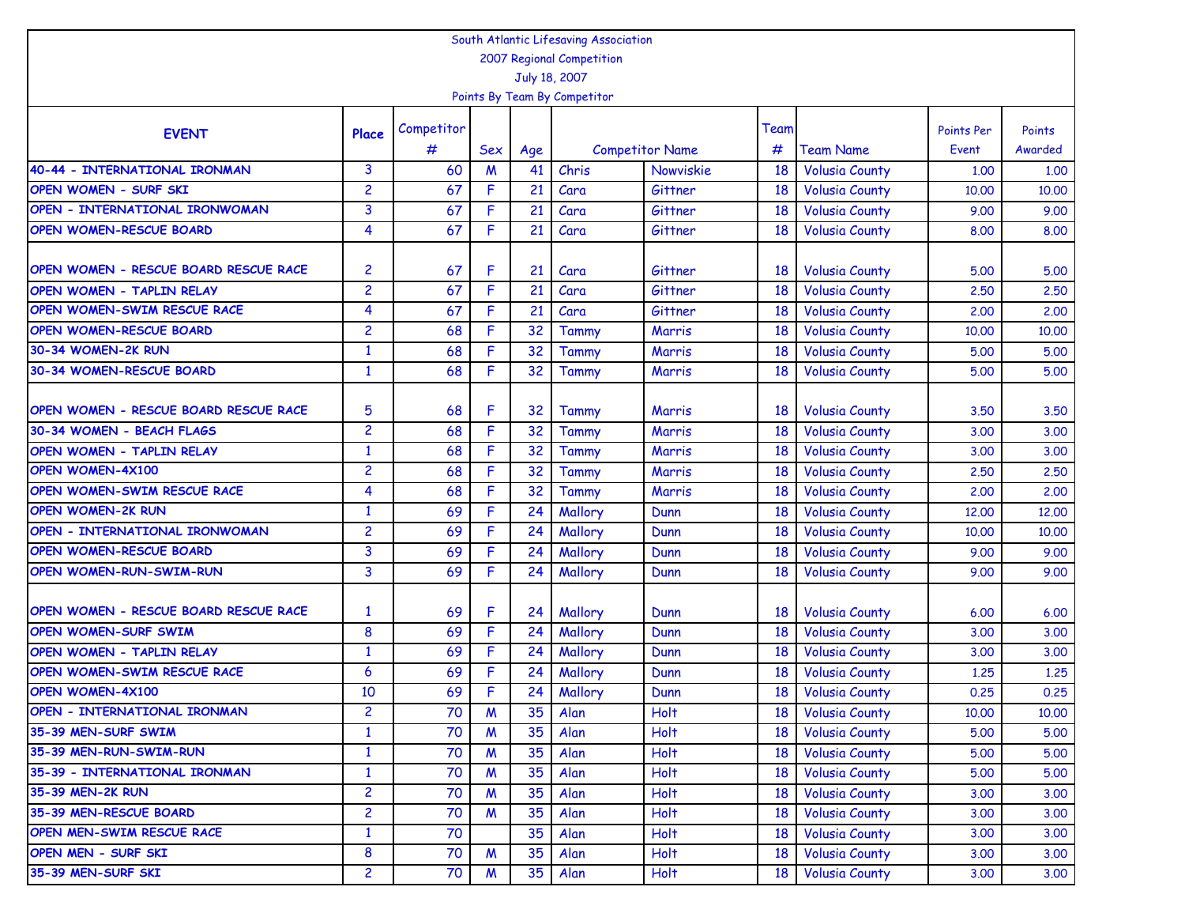South Atlantic Lifesaving Association

2007 Regional Competition

July 18, 2007

Points By Team By Competitor

| EVENT | Place | Competitor # | Sex | Age | Competitor Name | | Team # | Team Name | Points Per Event | Points Awarded |
|---|---|---|---|---|---|---|---|---|---|---|
| 40-44 - INTERNATIONAL IRONMAN | 3 | 60 | M | 41 | Chris | Nowviskie | 18 | Volusia County | 1.00 | 1.00 |
| OPEN WOMEN - SURF SKI | 2 | 67 | F | 21 | Cara | Gittner | 18 | Volusia County | 10.00 | 10.00 |
| OPEN - INTERNATIONAL IRONWOMAN | 3 | 67 | F | 21 | Cara | Gittner | 18 | Volusia County | 9.00 | 9.00 |
| OPEN WOMEN-RESCUE BOARD | 4 | 67 | F | 21 | Cara | Gittner | 18 | Volusia County | 8.00 | 8.00 |
| OPEN WOMEN - RESCUE BOARD RESCUE RACE | 2 | 67 | F | 21 | Cara | Gittner | 18 | Volusia County | 5.00 | 5.00 |
| OPEN WOMEN - TAPLIN RELAY | 2 | 67 | F | 21 | Cara | Gittner | 18 | Volusia County | 2.50 | 2.50 |
| OPEN WOMEN-SWIM RESCUE RACE | 4 | 67 | F | 21 | Cara | Gittner | 18 | Volusia County | 2.00 | 2.00 |
| OPEN WOMEN-RESCUE BOARD | 2 | 68 | F | 32 | Tammy | Marris | 18 | Volusia County | 10.00 | 10.00 |
| 30-34 WOMEN-2K RUN | 1 | 68 | F | 32 | Tammy | Marris | 18 | Volusia County | 5.00 | 5.00 |
| 30-34 WOMEN-RESCUE BOARD | 1 | 68 | F | 32 | Tammy | Marris | 18 | Volusia County | 5.00 | 5.00 |
| OPEN WOMEN - RESCUE BOARD RESCUE RACE | 5 | 68 | F | 32 | Tammy | Marris | 18 | Volusia County | 3.50 | 3.50 |
| 30-34 WOMEN - BEACH FLAGS | 2 | 68 | F | 32 | Tammy | Marris | 18 | Volusia County | 3.00 | 3.00 |
| OPEN WOMEN - TAPLIN RELAY | 1 | 68 | F | 32 | Tammy | Marris | 18 | Volusia County | 3.00 | 3.00 |
| OPEN WOMEN-4X100 | 2 | 68 | F | 32 | Tammy | Marris | 18 | Volusia County | 2.50 | 2.50 |
| OPEN WOMEN-SWIM RESCUE RACE | 4 | 68 | F | 32 | Tammy | Marris | 18 | Volusia County | 2.00 | 2.00 |
| OPEN WOMEN-2K RUN | 1 | 69 | F | 24 | Mallory | Dunn | 18 | Volusia County | 12.00 | 12.00 |
| OPEN - INTERNATIONAL IRONWOMAN | 2 | 69 | F | 24 | Mallory | Dunn | 18 | Volusia County | 10.00 | 10.00 |
| OPEN WOMEN-RESCUE BOARD | 3 | 69 | F | 24 | Mallory | Dunn | 18 | Volusia County | 9.00 | 9.00 |
| OPEN WOMEN-RUN-SWIM-RUN | 3 | 69 | F | 24 | Mallory | Dunn | 18 | Volusia County | 9.00 | 9.00 |
| OPEN WOMEN - RESCUE BOARD RESCUE RACE | 1 | 69 | F | 24 | Mallory | Dunn | 18 | Volusia County | 6.00 | 6.00 |
| OPEN WOMEN-SURF SWIM | 8 | 69 | F | 24 | Mallory | Dunn | 18 | Volusia County | 3.00 | 3.00 |
| OPEN WOMEN - TAPLIN RELAY | 1 | 69 | F | 24 | Mallory | Dunn | 18 | Volusia County | 3.00 | 3.00 |
| OPEN WOMEN-SWIM RESCUE RACE | 6 | 69 | F | 24 | Mallory | Dunn | 18 | Volusia County | 1.25 | 1.25 |
| OPEN WOMEN-4X100 | 10 | 69 | F | 24 | Mallory | Dunn | 18 | Volusia County | 0.25 | 0.25 |
| OPEN - INTERNATIONAL IRONMAN | 2 | 70 | M | 35 | Alan | Holt | 18 | Volusia County | 10.00 | 10.00 |
| 35-39 MEN-SURF SWIM | 1 | 70 | M | 35 | Alan | Holt | 18 | Volusia County | 5.00 | 5.00 |
| 35-39 MEN-RUN-SWIM-RUN | 1 | 70 | M | 35 | Alan | Holt | 18 | Volusia County | 5.00 | 5.00 |
| 35-39 - INTERNATIONAL IRONMAN | 1 | 70 | M | 35 | Alan | Holt | 18 | Volusia County | 5.00 | 5.00 |
| 35-39 MEN-2K RUN | 2 | 70 | M | 35 | Alan | Holt | 18 | Volusia County | 3.00 | 3.00 |
| 35-39 MEN-RESCUE BOARD | 2 | 70 | M | 35 | Alan | Holt | 18 | Volusia County | 3.00 | 3.00 |
| OPEN MEN-SWIM RESCUE RACE | 1 | 70 | | 35 | Alan | Holt | 18 | Volusia County | 3.00 | 3.00 |
| OPEN MEN - SURF SKI | 8 | 70 | M | 35 | Alan | Holt | 18 | Volusia County | 3.00 | 3.00 |
| 35-39 MEN-SURF SKI | 2 | 70 | M | 35 | Alan | Holt | 18 | Volusia County | 3.00 | 3.00 |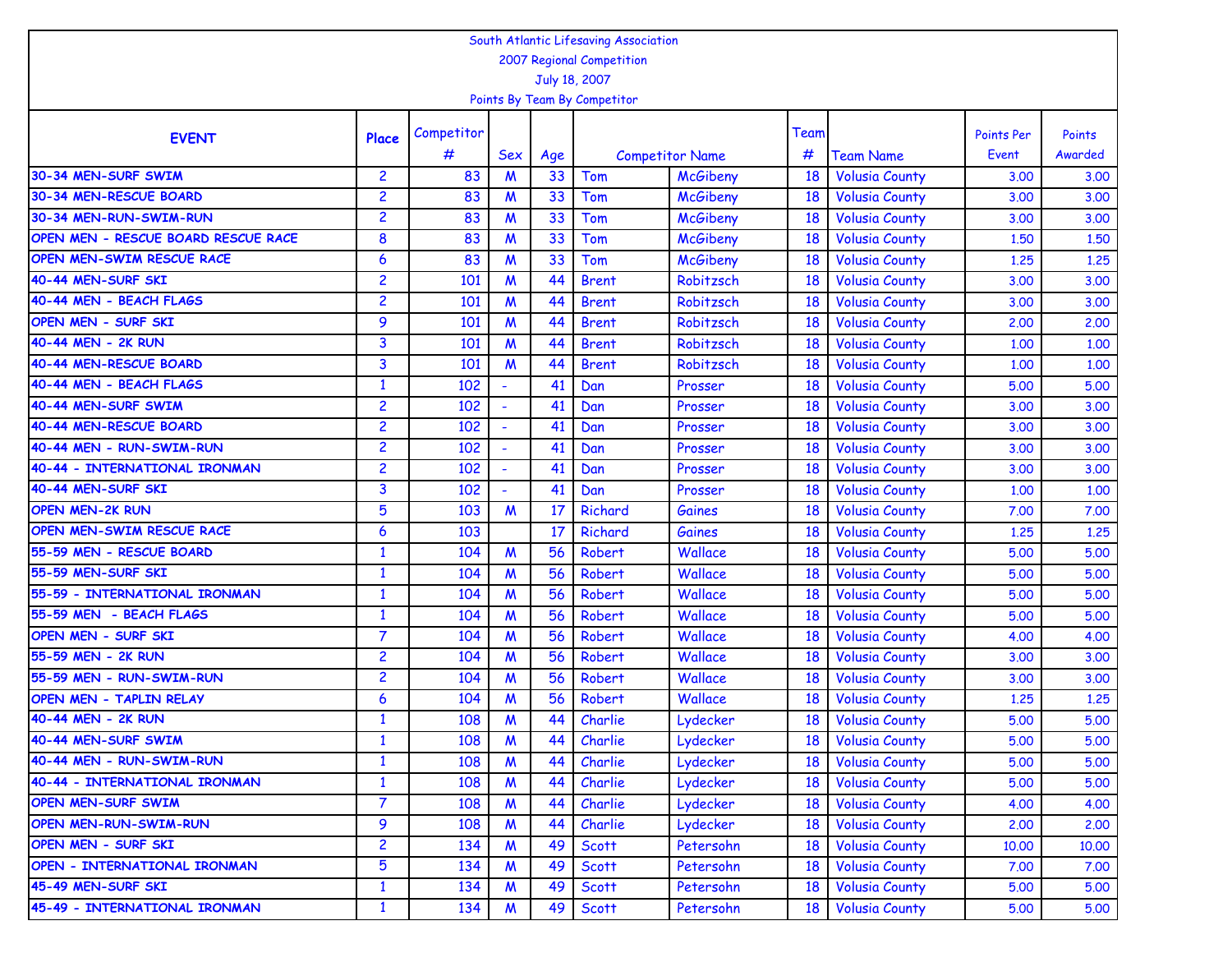South Atlantic Lifesaving Association

2007 Regional Competition

July 18, 2007

Points By Team By Competitor

| EVENT | Place | Competitor # | Sex | Age | Competitor Name | | Team # | Team Name | Points Per Event | Points Awarded |
|---|---|---|---|---|---|---|---|---|---|---|
| 30-34 MEN-SURF SWIM | 2 | 83 | M | 33 | Tom | McGibeny | 18 | Volusia County | 3.00 | 3.00 |
| 30-34 MEN-RESCUE BOARD | 2 | 83 | M | 33 | Tom | McGibeny | 18 | Volusia County | 3.00 | 3.00 |
| 30-34 MEN-RUN-SWIM-RUN | 2 | 83 | M | 33 | Tom | McGibeny | 18 | Volusia County | 3.00 | 3.00 |
| OPEN MEN - RESCUE BOARD RESCUE RACE | 8 | 83 | M | 33 | Tom | McGibeny | 18 | Volusia County | 1.50 | 1.50 |
| OPEN MEN-SWIM RESCUE RACE | 6 | 83 | M | 33 | Tom | McGibeny | 18 | Volusia County | 1.25 | 1.25 |
| 40-44 MEN-SURF SKI | 2 | 101 | M | 44 | Brent | Robitzsch | 18 | Volusia County | 3.00 | 3.00 |
| 40-44 MEN - BEACH FLAGS | 2 | 101 | M | 44 | Brent | Robitzsch | 18 | Volusia County | 3.00 | 3.00 |
| OPEN MEN - SURF SKI | 9 | 101 | M | 44 | Brent | Robitzsch | 18 | Volusia County | 2.00 | 2.00 |
| 40-44 MEN - 2K RUN | 3 | 101 | M | 44 | Brent | Robitzsch | 18 | Volusia County | 1.00 | 1.00 |
| 40-44 MEN-RESCUE BOARD | 3 | 101 | M | 44 | Brent | Robitzsch | 18 | Volusia County | 1.00 | 1.00 |
| 40-44 MEN - BEACH FLAGS | 1 | 102 | - | 41 | Dan | Prosser | 18 | Volusia County | 5.00 | 5.00 |
| 40-44 MEN-SURF SWIM | 2 | 102 | - | 41 | Dan | Prosser | 18 | Volusia County | 3.00 | 3.00 |
| 40-44 MEN-RESCUE BOARD | 2 | 102 | - | 41 | Dan | Prosser | 18 | Volusia County | 3.00 | 3.00 |
| 40-44 MEN - RUN-SWIM-RUN | 2 | 102 | - | 41 | Dan | Prosser | 18 | Volusia County | 3.00 | 3.00 |
| 40-44 - INTERNATIONAL IRONMAN | 2 | 102 | - | 41 | Dan | Prosser | 18 | Volusia County | 3.00 | 3.00 |
| 40-44 MEN-SURF SKI | 3 | 102 | - | 41 | Dan | Prosser | 18 | Volusia County | 1.00 | 1.00 |
| OPEN MEN-2K RUN | 5 | 103 | M | 17 | Richard | Gaines | 18 | Volusia County | 7.00 | 7.00 |
| OPEN MEN-SWIM RESCUE RACE | 6 | 103 | | 17 | Richard | Gaines | 18 | Volusia County | 1.25 | 1.25 |
| 55-59 MEN - RESCUE BOARD | 1 | 104 | M | 56 | Robert | Wallace | 18 | Volusia County | 5.00 | 5.00 |
| 55-59 MEN-SURF SKI | 1 | 104 | M | 56 | Robert | Wallace | 18 | Volusia County | 5.00 | 5.00 |
| 55-59 - INTERNATIONAL IRONMAN | 1 | 104 | M | 56 | Robert | Wallace | 18 | Volusia County | 5.00 | 5.00 |
| 55-59 MEN - BEACH FLAGS | 1 | 104 | M | 56 | Robert | Wallace | 18 | Volusia County | 5.00 | 5.00 |
| OPEN MEN - SURF SKI | 7 | 104 | M | 56 | Robert | Wallace | 18 | Volusia County | 4.00 | 4.00 |
| 55-59 MEN - 2K RUN | 2 | 104 | M | 56 | Robert | Wallace | 18 | Volusia County | 3.00 | 3.00 |
| 55-59 MEN - RUN-SWIM-RUN | 2 | 104 | M | 56 | Robert | Wallace | 18 | Volusia County | 3.00 | 3.00 |
| OPEN MEN - TAPLIN RELAY | 6 | 104 | M | 56 | Robert | Wallace | 18 | Volusia County | 1.25 | 1.25 |
| 40-44 MEN - 2K RUN | 1 | 108 | M | 44 | Charlie | Lydecker | 18 | Volusia County | 5.00 | 5.00 |
| 40-44 MEN-SURF SWIM | 1 | 108 | M | 44 | Charlie | Lydecker | 18 | Volusia County | 5.00 | 5.00 |
| 40-44 MEN - RUN-SWIM-RUN | 1 | 108 | M | 44 | Charlie | Lydecker | 18 | Volusia County | 5.00 | 5.00 |
| 40-44 - INTERNATIONAL IRONMAN | 1 | 108 | M | 44 | Charlie | Lydecker | 18 | Volusia County | 5.00 | 5.00 |
| OPEN MEN-SURF SWIM | 7 | 108 | M | 44 | Charlie | Lydecker | 18 | Volusia County | 4.00 | 4.00 |
| OPEN MEN-RUN-SWIM-RUN | 9 | 108 | M | 44 | Charlie | Lydecker | 18 | Volusia County | 2.00 | 2.00 |
| OPEN MEN - SURF SKI | 2 | 134 | M | 49 | Scott | Petersohn | 18 | Volusia County | 10.00 | 10.00 |
| OPEN - INTERNATIONAL IRONMAN | 5 | 134 | M | 49 | Scott | Petersohn | 18 | Volusia County | 7.00 | 7.00 |
| 45-49 MEN-SURF SKI | 1 | 134 | M | 49 | Scott | Petersohn | 18 | Volusia County | 5.00 | 5.00 |
| 45-49 - INTERNATIONAL IRONMAN | 1 | 134 | M | 49 | Scott | Petersohn | 18 | Volusia County | 5.00 | 5.00 |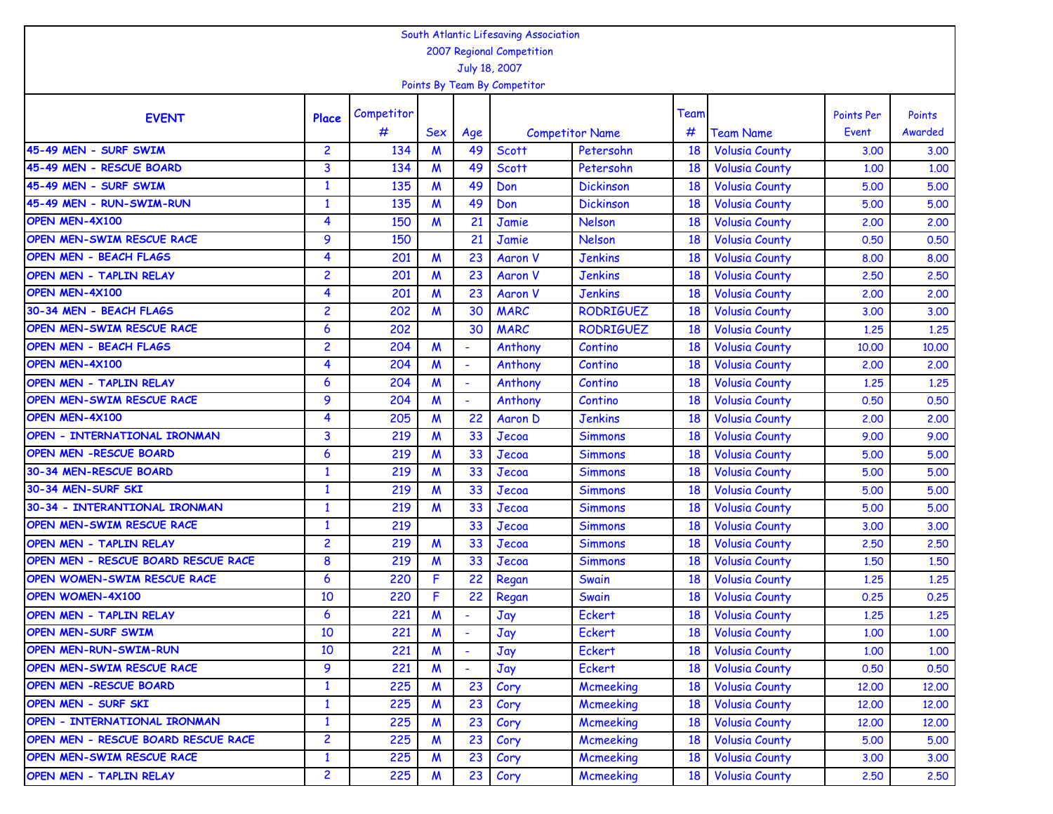South Atlantic Lifesaving Association

2007 Regional Competition

July 18, 2007

Points By Team By Competitor

| EVENT | Place | Competitor # | Sex | Age | Competitor Name | | Team # | Team Name | Points Per Event | Points Awarded |
|---|---|---|---|---|---|---|---|---|---|---|
| 45-49 MEN - SURF SWIM | 2 | 134 | M | 49 | Scott | Petersohn | 18 | Volusia County | 3.00 | 3.00 |
| 45-49 MEN - RESCUE BOARD | 3 | 134 | M | 49 | Scott | Petersohn | 18 | Volusia County | 1.00 | 1.00 |
| 45-49 MEN - SURF SWIM | 1 | 135 | M | 49 | Don | Dickinson | 18 | Volusia County | 5.00 | 5.00 |
| 45-49 MEN - RUN-SWIM-RUN | 1 | 135 | M | 49 | Don | Dickinson | 18 | Volusia County | 5.00 | 5.00 |
| OPEN MEN-4X100 | 4 | 150 | M | 21 | Jamie | Nelson | 18 | Volusia County | 2.00 | 2.00 |
| OPEN MEN-SWIM RESCUE RACE | 9 | 150 | | 21 | Jamie | Nelson | 18 | Volusia County | 0.50 | 0.50 |
| OPEN MEN - BEACH FLAGS | 4 | 201 | M | 23 | Aaron V | Jenkins | 18 | Volusia County | 8.00 | 8.00 |
| OPEN MEN - TAPLIN RELAY | 2 | 201 | M | 23 | Aaron V | Jenkins | 18 | Volusia County | 2.50 | 2.50 |
| OPEN MEN-4X100 | 4 | 201 | M | 23 | Aaron V | Jenkins | 18 | Volusia County | 2.00 | 2.00 |
| 30-34 MEN - BEACH FLAGS | 2 | 202 | M | 30 | MARC | RODRIGUEZ | 18 | Volusia County | 3.00 | 3.00 |
| OPEN MEN-SWIM RESCUE RACE | 6 | 202 | | 30 | MARC | RODRIGUEZ | 18 | Volusia County | 1.25 | 1.25 |
| OPEN MEN - BEACH FLAGS | 2 | 204 | M | - | Anthony | Contino | 18 | Volusia County | 10.00 | 10.00 |
| OPEN MEN-4X100 | 4 | 204 | M | - | Anthony | Contino | 18 | Volusia County | 2.00 | 2.00 |
| OPEN MEN - TAPLIN RELAY | 6 | 204 | M | - | Anthony | Contino | 18 | Volusia County | 1.25 | 1.25 |
| OPEN MEN-SWIM RESCUE RACE | 9 | 204 | M | - | Anthony | Contino | 18 | Volusia County | 0.50 | 0.50 |
| OPEN MEN-4X100 | 4 | 205 | M | 22 | Aaron D | Jenkins | 18 | Volusia County | 2.00 | 2.00 |
| OPEN - INTERNATIONAL IRONMAN | 3 | 219 | M | 33 | Jecoa | Simmons | 18 | Volusia County | 9.00 | 9.00 |
| OPEN MEN -RESCUE BOARD | 6 | 219 | M | 33 | Jecoa | Simmons | 18 | Volusia County | 5.00 | 5.00 |
| 30-34 MEN-RESCUE BOARD | 1 | 219 | M | 33 | Jecoa | Simmons | 18 | Volusia County | 5.00 | 5.00 |
| 30-34 MEN-SURF SKI | 1 | 219 | M | 33 | Jecoa | Simmons | 18 | Volusia County | 5.00 | 5.00 |
| 30-34 - INTERANTIONAL IRONMAN | 1 | 219 | M | 33 | Jecoa | Simmons | 18 | Volusia County | 5.00 | 5.00 |
| OPEN MEN-SWIM RESCUE RACE | 1 | 219 | | 33 | Jecoa | Simmons | 18 | Volusia County | 3.00 | 3.00 |
| OPEN MEN - TAPLIN RELAY | 2 | 219 | M | 33 | Jecoa | Simmons | 18 | Volusia County | 2.50 | 2.50 |
| OPEN MEN - RESCUE BOARD RESCUE RACE | 8 | 219 | M | 33 | Jecoa | Simmons | 18 | Volusia County | 1.50 | 1.50 |
| OPEN WOMEN-SWIM RESCUE RACE | 6 | 220 | F | 22 | Regan | Swain | 18 | Volusia County | 1.25 | 1.25 |
| OPEN WOMEN-4X100 | 10 | 220 | F | 22 | Regan | Swain | 18 | Volusia County | 0.25 | 0.25 |
| OPEN MEN - TAPLIN RELAY | 6 | 221 | M | - | Jay | Eckert | 18 | Volusia County | 1.25 | 1.25 |
| OPEN MEN-SURF SWIM | 10 | 221 | M | - | Jay | Eckert | 18 | Volusia County | 1.00 | 1.00 |
| OPEN MEN-RUN-SWIM-RUN | 10 | 221 | M | - | Jay | Eckert | 18 | Volusia County | 1.00 | 1.00 |
| OPEN MEN-SWIM RESCUE RACE | 9 | 221 | M | - | Jay | Eckert | 18 | Volusia County | 0.50 | 0.50 |
| OPEN MEN -RESCUE BOARD | 1 | 225 | M | 23 | Cory | Mcmeeking | 18 | Volusia County | 12.00 | 12.00 |
| OPEN MEN - SURF SKI | 1 | 225 | M | 23 | Cory | Mcmeeking | 18 | Volusia County | 12.00 | 12.00 |
| OPEN - INTERNATIONAL IRONMAN | 1 | 225 | M | 23 | Cory | Mcmeeking | 18 | Volusia County | 12.00 | 12.00 |
| OPEN MEN - RESCUE BOARD RESCUE RACE | 2 | 225 | M | 23 | Cory | Mcmeeking | 18 | Volusia County | 5.00 | 5.00 |
| OPEN MEN-SWIM RESCUE RACE | 1 | 225 | M | 23 | Cory | Mcmeeking | 18 | Volusia County | 3.00 | 3.00 |
| OPEN MEN - TAPLIN RELAY | 2 | 225 | M | 23 | Cory | Mcmeeking | 18 | Volusia County | 2.50 | 2.50 |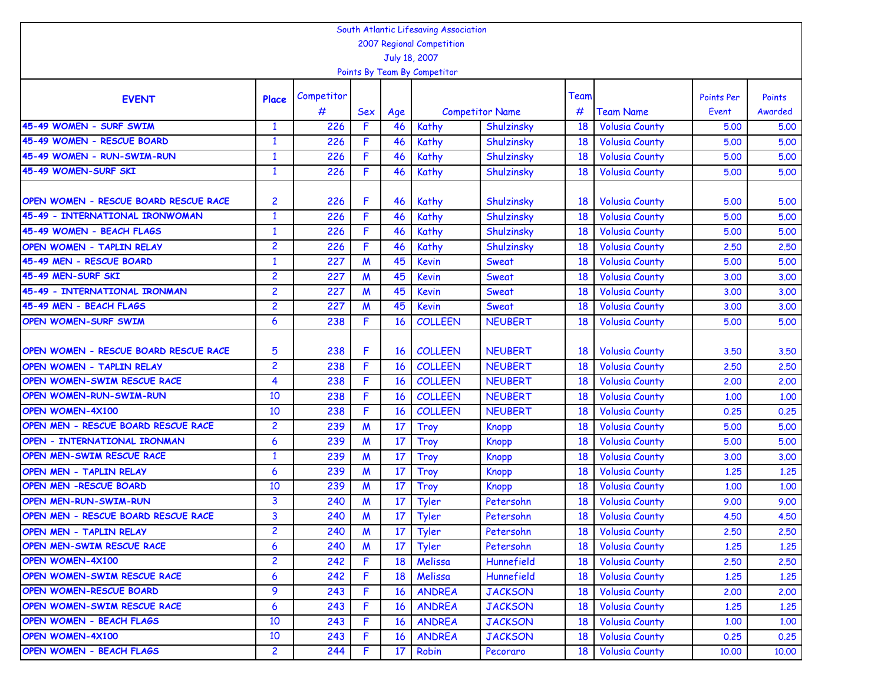South Atlantic Lifesaving Association
2007 Regional Competition
July 18, 2007
Points By Team By Competitor

| EVENT | Place | Competitor # | Sex | Age | Competitor Name | | Team # | Team Name | Points Per Event | Points Awarded |
|---|---|---|---|---|---|---|---|---|---|---|
| 45-49 WOMEN - SURF SWIM | 1 | 226 | F | 46 | Kathy | Shulzinsky | 18 | Volusia County | 5.00 | 5.00 |
| 45-49 WOMEN - RESCUE BOARD | 1 | 226 | F | 46 | Kathy | Shulzinsky | 18 | Volusia County | 5.00 | 5.00 |
| 45-49 WOMEN - RUN-SWIM-RUN | 1 | 226 | F | 46 | Kathy | Shulzinsky | 18 | Volusia County | 5.00 | 5.00 |
| 45-49 WOMEN-SURF SKI | 1 | 226 | F | 46 | Kathy | Shulzinsky | 18 | Volusia County | 5.00 | 5.00 |
| OPEN WOMEN - RESCUE BOARD RESCUE RACE | 2 | 226 | F | 46 | Kathy | Shulzinsky | 18 | Volusia County | 5.00 | 5.00 |
| 45-49 - INTERNATIONAL IRONWOMAN | 1 | 226 | F | 46 | Kathy | Shulzinsky | 18 | Volusia County | 5.00 | 5.00 |
| 45-49 WOMEN - BEACH FLAGS | 1 | 226 | F | 46 | Kathy | Shulzinsky | 18 | Volusia County | 5.00 | 5.00 |
| OPEN WOMEN - TAPLIN RELAY | 2 | 226 | F | 46 | Kathy | Shulzinsky | 18 | Volusia County | 2.50 | 2.50 |
| 45-49 MEN - RESCUE BOARD | 1 | 227 | M | 45 | Kevin | Sweat | 18 | Volusia County | 5.00 | 5.00 |
| 45-49 MEN-SURF SKI | 2 | 227 | M | 45 | Kevin | Sweat | 18 | Volusia County | 3.00 | 3.00 |
| 45-49 - INTERNATIONAL IRONMAN | 2 | 227 | M | 45 | Kevin | Sweat | 18 | Volusia County | 3.00 | 3.00 |
| 45-49 MEN - BEACH FLAGS | 2 | 227 | M | 45 | Kevin | Sweat | 18 | Volusia County | 3.00 | 3.00 |
| OPEN WOMEN-SURF SWIM | 6 | 238 | F | 16 | COLLEEN | NEUBERT | 18 | Volusia County | 5.00 | 5.00 |
| OPEN WOMEN - RESCUE BOARD RESCUE RACE | 5 | 238 | F | 16 | COLLEEN | NEUBERT | 18 | Volusia County | 3.50 | 3.50 |
| OPEN WOMEN - TAPLIN RELAY | 2 | 238 | F | 16 | COLLEEN | NEUBERT | 18 | Volusia County | 2.50 | 2.50 |
| OPEN WOMEN-SWIM RESCUE RACE | 4 | 238 | F | 16 | COLLEEN | NEUBERT | 18 | Volusia County | 2.00 | 2.00 |
| OPEN WOMEN-RUN-SWIM-RUN | 10 | 238 | F | 16 | COLLEEN | NEUBERT | 18 | Volusia County | 1.00 | 1.00 |
| OPEN WOMEN-4X100 | 10 | 238 | F | 16 | COLLEEN | NEUBERT | 18 | Volusia County | 0.25 | 0.25 |
| OPEN MEN - RESCUE BOARD RESCUE RACE | 2 | 239 | M | 17 | Troy | Knopp | 18 | Volusia County | 5.00 | 5.00 |
| OPEN - INTERNATIONAL IRONMAN | 6 | 239 | M | 17 | Troy | Knopp | 18 | Volusia County | 5.00 | 5.00 |
| OPEN MEN-SWIM RESCUE RACE | 1 | 239 | M | 17 | Troy | Knopp | 18 | Volusia County | 3.00 | 3.00 |
| OPEN MEN - TAPLIN RELAY | 6 | 239 | M | 17 | Troy | Knopp | 18 | Volusia County | 1.25 | 1.25 |
| OPEN MEN -RESCUE BOARD | 10 | 239 | M | 17 | Troy | Knopp | 18 | Volusia County | 1.00 | 1.00 |
| OPEN MEN-RUN-SWIM-RUN | 3 | 240 | M | 17 | Tyler | Petersohn | 18 | Volusia County | 9.00 | 9.00 |
| OPEN MEN - RESCUE BOARD RESCUE RACE | 3 | 240 | M | 17 | Tyler | Petersohn | 18 | Volusia County | 4.50 | 4.50 |
| OPEN MEN - TAPLIN RELAY | 2 | 240 | M | 17 | Tyler | Petersohn | 18 | Volusia County | 2.50 | 2.50 |
| OPEN MEN-SWIM RESCUE RACE | 6 | 240 | M | 17 | Tyler | Petersohn | 18 | Volusia County | 1.25 | 1.25 |
| OPEN WOMEN-4X100 | 2 | 242 | F | 18 | Melissa | Hunnefield | 18 | Volusia County | 2.50 | 2.50 |
| OPEN WOMEN-SWIM RESCUE RACE | 6 | 242 | F | 18 | Melissa | Hunnefield | 18 | Volusia County | 1.25 | 1.25 |
| OPEN WOMEN-RESCUE BOARD | 9 | 243 | F | 16 | ANDREA | JACKSON | 18 | Volusia County | 2.00 | 2.00 |
| OPEN WOMEN-SWIM RESCUE RACE | 6 | 243 | F | 16 | ANDREA | JACKSON | 18 | Volusia County | 1.25 | 1.25 |
| OPEN WOMEN - BEACH FLAGS | 10 | 243 | F | 16 | ANDREA | JACKSON | 18 | Volusia County | 1.00 | 1.00 |
| OPEN WOMEN-4X100 | 10 | 243 | F | 16 | ANDREA | JACKSON | 18 | Volusia County | 0.25 | 0.25 |
| OPEN WOMEN - BEACH FLAGS | 2 | 244 | F | 17 | Robin | Pecoraro | 18 | Volusia County | 10.00 | 10.00 |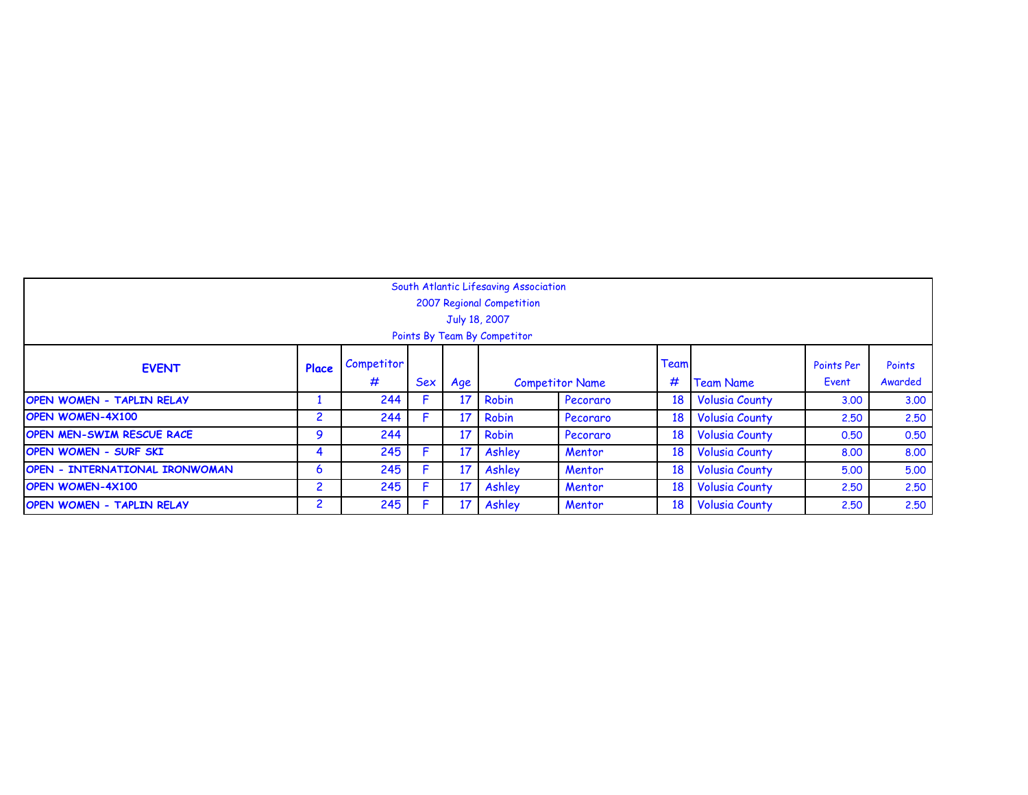South Atlantic Lifesaving Association

2007 Regional Competition

July 18, 2007

Points By Team By Competitor

| EVENT | Place | Competitor # | Sex | Age | Competitor Name | | Team # | Team Name | Points Per Event | Points Awarded |
|---|---|---|---|---|---|---|---|---|---|---|
| OPEN WOMEN - TAPLIN RELAY | 1 | 244 | F | 17 | Robin | Pecoraro | 18 | Volusia County | 3.00 | 3.00 |
| OPEN WOMEN-4X100 | 2 | 244 | F | 17 | Robin | Pecoraro | 18 | Volusia County | 2.50 | 2.50 |
| OPEN MEN-SWIM RESCUE RACE | 9 | 244 | | 17 | Robin | Pecoraro | 18 | Volusia County | 0.50 | 0.50 |
| OPEN WOMEN - SURF SKI | 4 | 245 | F | 17 | Ashley | Mentor | 18 | Volusia County | 8.00 | 8.00 |
| OPEN - INTERNATIONAL IRONWOMAN | 6 | 245 | F | 17 | Ashley | Mentor | 18 | Volusia County | 5.00 | 5.00 |
| OPEN WOMEN-4X100 | 2 | 245 | F | 17 | Ashley | Mentor | 18 | Volusia County | 2.50 | 2.50 |
| OPEN WOMEN - TAPLIN RELAY | 2 | 245 | F | 17 | Ashley | Mentor | 18 | Volusia County | 2.50 | 2.50 |